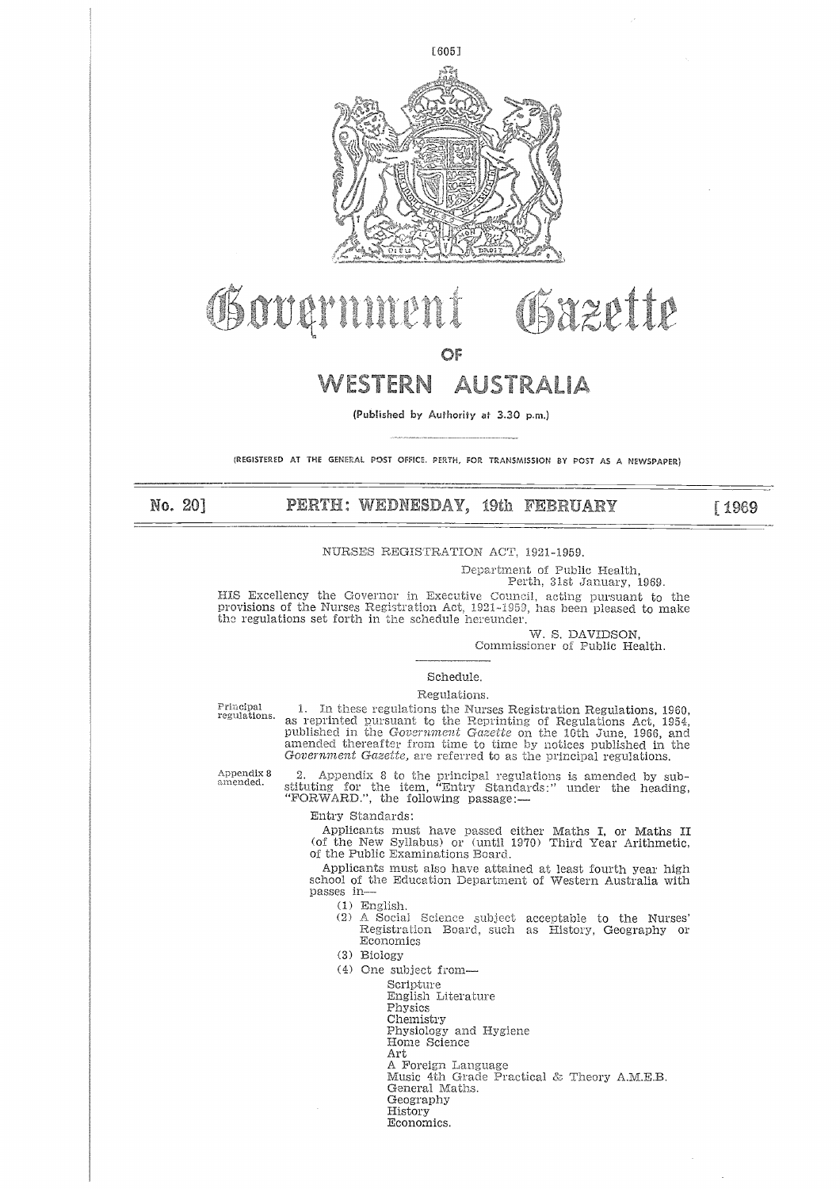# Government Gazette

## OF

# WESTERN AUSTRALIA

(Published by Authority at 3.30 p.m.)

(REGISTERED AT THE GENERAL POST OFFICE, PERTH, FOR TRANSMISSION BY POST AS A NEWSPAPER)

No. 20] **PERTH: WEDNESDAY, 19th FEBRUARY** [1969

NURSES REGISTRATION ACT, 1921-1959.

Department of Public Health,
Perth, 31st January, 1969.

HIS Excellency the Governor in Executive Council, acting pursuant to the provisions of the Nurses Registration Act, 1921-1959, has been pleased to make the regulations set forth in the schedule hereunder.

W. S. DAVIDSON,
Commissioner of Public Health.

Schedule.

Regulations.

Principal regulations.

1. In these regulations the Nurses Registration Regulations, 1960, as reprinted pursuant to the Reprinting of Regulations Act, 1954, published in the *Government Gazette* on the 10th June, 1966, and amended thereafter from time to time by notices published in the *Government Gazette*, are referred to as the principal regulations.

Appendix 8 amended.

2. Appendix 8 to the principal regulations is amended by substituting for the item, "Entry Standards:" under the heading, "FORWARD.", the following passage:—

Entry Standards:

Applicants must have passed either Maths I, or Maths II (of the New Syllabus) or (until 1970) Third Year Arithmetic, of the Public Examinations Board.

Applicants must also have attained at least fourth year high school of the Education Department of Western Australia with passes in—

(1) English.
(2) A Social Science subject acceptable to the Nurses' Registration Board, such as History, Geography or Economics
(3) Biology
(4) One subject from—
   - Scripture
   - English Literature
   - Physics
   - Chemistry
   - Physiology and Hygiene
   - Home Science
   - Art
   - A Foreign Language
   - Music 4th Grade Practical & Theory A.M.E.B.
   - General Maths.
   - Geography
   - History
   - Economics.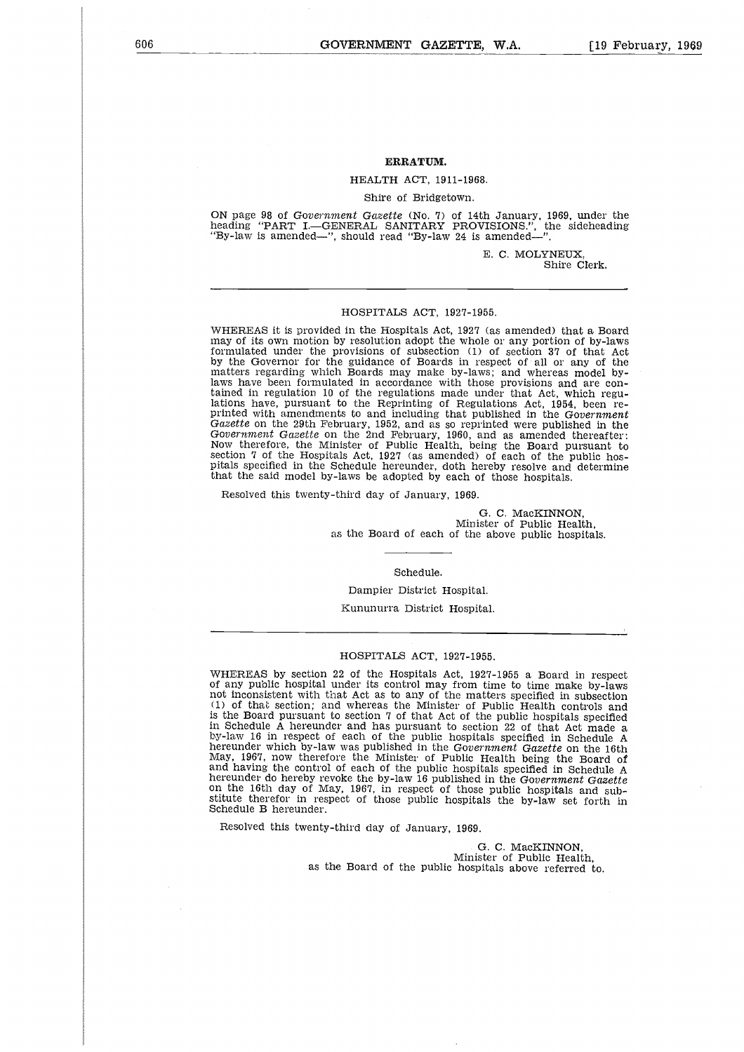## ERRATUM.

HEALTH ACT, 1911-1968.

Shire of Bridgetown.

ON page 98 of *Government Gazette* (No. 7) of 14th January, 1969, under the heading "PART I.—GENERAL SANITARY PROVISIONS.", the sideheading "By-law is amended—", should read "By-law 24 is amended—".

E. C. MOLYNEUX,
Shire Clerk.

---

HOSPITALS ACT, 1927-1955.

WHEREAS it is provided in the Hospitals Act, 1927 (as amended) that a Board may of its own motion by resolution adopt the whole or any portion of by-laws formulated under the provisions of subsection (1) of section 37 of that Act by the Governor for the guidance of Boards in respect of all or any of the matters regarding which Boards may make by-laws; and whereas model by-laws have been formulated in accordance with those provisions and are contained in regulation 10 of the regulations made under that Act, which regulations have, pursuant to the Reprinting of Regulations Act, 1954, been reprinted with amendments to and including that published in the *Government Gazette* on the 29th February, 1952, and as so reprinted were published in the *Government Gazette* on the 2nd February, 1960, and as amended thereafter: Now therefore, the Minister of Public Health, being the Board pursuant to section 7 of the Hospitals Act, 1927 (as amended) of each of the public hospitals specified in the Schedule hereunder, doth hereby resolve and determine that the said model by-laws be adopted by each of those hospitals.

Resolved this twenty-third day of January, 1969.

G. C. MacKINNON,
Minister of Public Health,
as the Board of each of the above public hospitals.

---

Schedule.

Dampier District Hospital.

Kununurra District Hospital.

---

HOSPITALS ACT, 1927-1955.

WHEREAS by section 22 of the Hospitals Act, 1927-1955 a Board in respect of any public hospital under its control may from time to time make by-laws not inconsistent with that Act as to any of the matters specified in subsection (1) of that section; and whereas the Minister of Public Health controls and is the Board pursuant to section 7 of that Act of the public hospitals specified in Schedule A hereunder and has pursuant to section 22 of that Act made a by-law 16 in respect of each of the public hospitals specified in Schedule A hereunder which by-law was published in the *Government Gazette* on the 16th May, 1967, now therefore the Minister of Public Health being the Board of and having the control of each of the public hospitals specified in Schedule A hereunder do hereby revoke the by-law 16 published in the *Government Gazette* on the 16th day of May, 1967, in respect of those public hospitals and substitute therefor in respect of those public hospitals the by-law set forth in Schedule B hereunder.

Resolved this twenty-third day of January, 1969.

G. C. MacKINNON,
Minister of Public Health,
as the Board of the public hospitals above referred to.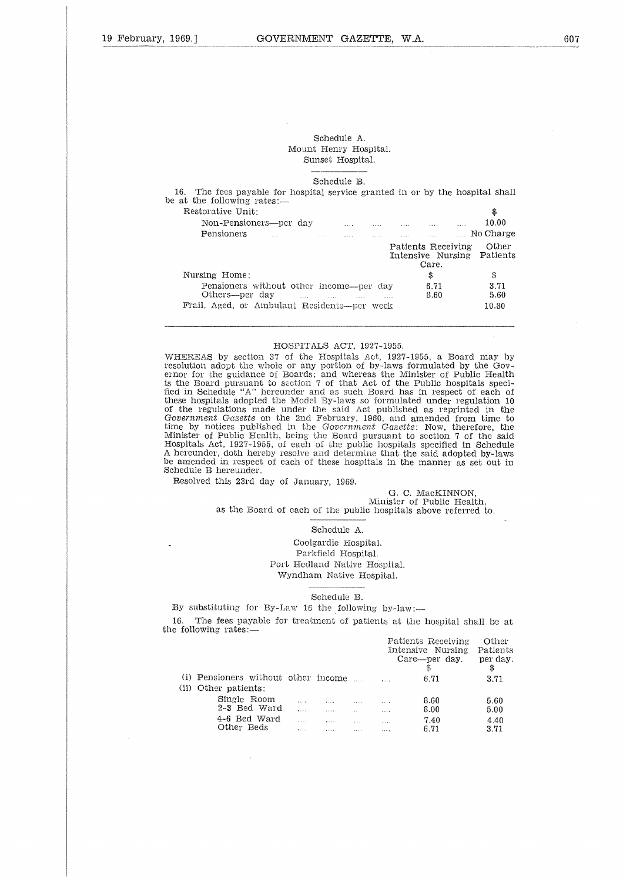Schedule A.

Mount Henry Hospital.

Sunset Hospital.

Schedule B.

16. The fees payable for hospital service granted in or by the hospital shall be at the following rates:—

| | | $ |
|---|---|---|
| Restorative Unit: | | |
| Non-Pensioners—per day | | 10.00 |
| Pensioners | | No Charge |
| | Patients Receiving Intensive Nursing Care. | Other Patients |
| | $ | $ |
| Nursing Home: | | |
| Pensioners without other income—per day | 6.71 | 3.71 |
| Others—per day | 8.60 | 5.60 |
| Frail, Aged, or Ambulant Residents—per week | | 10.80 |

## HOSPITALS ACT, 1927-1955.

WHEREAS by section 37 of the Hospitals Act, 1927-1955, a Board may by resolution adopt the whole or any portion of by-laws formulated by the Governor for the guidance of Boards; and whereas the Minister of Public Health is the Board pursuant to section 7 of that Act of the Public hospitals specified in Schedule "A" hereunder and as such Board has in respect of each of these hospitals adopted the Model By-laws so formulated under regulation 10 of the regulations made under the said Act published as reprinted in the *Government Gazette* on the 2nd February, 1960, and amended from time to time by notices published in the *Government Gazette*: Now, therefore, the Minister of Public Health, being the Board pursuant to section 7 of the said Hospitals Act, 1927-1955, of each of the public hospitals specified in Schedule A hereunder, doth hereby resolve and determine that the said adopted by-laws be amended in respect of each of these hospitals in the manner as set out in Schedule B hereunder.

Resolved this 23rd day of January, 1969.

G. C. MacKINNON,
Minister of Public Health,
as the Board of each of the public hospitals above referred to.

Schedule A.

Coolgardie Hospital.

Parkfield Hospital.

Port Hedland Native Hospital.

Wyndham Native Hospital.

Schedule B.

By substituting for By-Law 16 the following by-law:—

16. The fees payable for treatment of patients at the hospital shall be at the following rates:—

| | Patients Receiving Intensive Nursing Care—per day. | Other Patients per day. |
|---|---|---|
| | $ | $ |
| (i) Pensioners without other income | 6.71 | 3.71 |
| (ii) Other patients: | | |
| Single Room | 8.60 | 5.60 |
| 2-3 Bed Ward | 8.00 | 5.00 |
| 4-6 Bed Ward | 7.40 | 4.40 |
| Other Beds | 6.71 | 3.71 |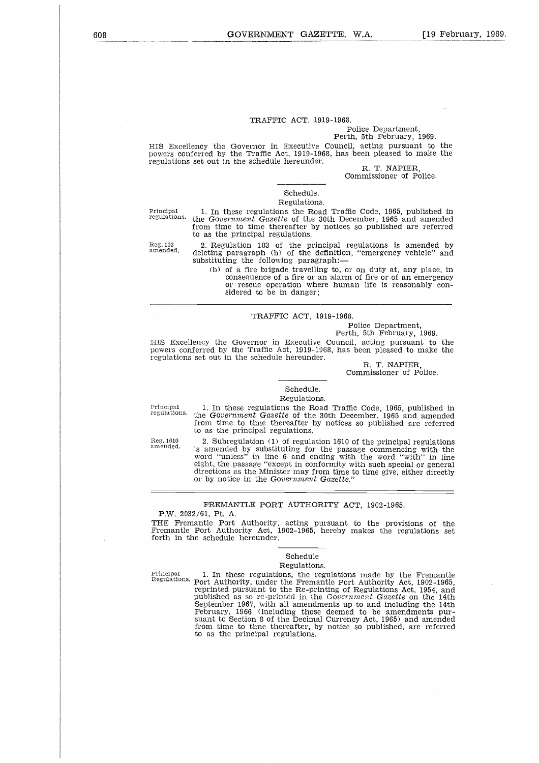## TRAFFIC ACT. 1919-1968.

Police Department,
Perth, 5th February, 1969.

HIS Excellency the Governor in Executive Council, acting pursuant to the powers conferred by the Traffic Act, 1919-1968, has been pleased to make the regulations set out in the schedule hereunder.

R. T. NAPIER,
Commissioner of Police.

### Schedule.

#### Regulations.

Principal regulations.

1. In these regulations the Road Traffic Code, 1965, published in the *Government Gazette* of the 30th December, 1965 and amended from time to time thereafter by notices so published are referred to as the principal regulations.

Reg. 103 amended.

2. Regulation 103 of the principal regulations is amended by deleting paragraph (b) of the definition, "emergency vehicle" and substituting the following paragraph:—

(b) of a fire brigade travelling to, or on duty at, any place, in consequence of a fire or an alarm of fire or of an emergency or rescue operation where human life is reasonably considered to be in danger;

---

## TRAFFIC ACT, 1919-1968.

Police Department,
Perth, 5th February, 1969.

HIS Excellency the Governor in Executive Council, acting pursuant to the powers conferred by the Traffic Act, 1919-1968, has been pleased to make the regulations set out in the schedule hereunder.

R. T. NAPIER,
Commissioner of Police.

### Schedule.

#### Regulations.

Principal regulations.

1. In these regulations the Road Traffic Code, 1965, published in the *Government Gazette* of the 30th December, 1965 and amended from time to time thereafter by notices so published are referred to as the principal regulations.

Reg. 1610 amended.

2. Subregulation (1) of regulation 1610 of the principal regulations is amended by substituting for the passage commencing with the word "unless" in line 6 and ending with the word "with" in line eight, the passage "except in conformity with such special or general directions as the Minister may from time to time give, either directly or by notice in the *Government Gazette*."

---

## FREMANTLE PORT AUTHORITY ACT, 1902-1965.

P.W. 2032/61, Pt. A.

THE Fremantle Port Authority, acting pursuant to the provisions of the Fremantle Port Authority Act, 1902-1965, hereby makes the regulations set forth in the schedule hereunder.

### Schedule

#### Regulations.

Principal Regulations.

1. In these regulations, the regulations made by the Fremantle Port Authority, under the Fremantle Port Authority Act, 1902-1965, reprinted pursuant to the Re-printing of Regulations Act, 1954, and published as so re-printed in the *Government Gazette* on the 14th September 1967, with all amendments up to and including the 14th February, 1966 (including those deemed to be amendments pursuant to Section 8 of the Decimal Currency Act, 1965) and amended from time to time thereafter, by notice so published, are referred to as the principal regulations.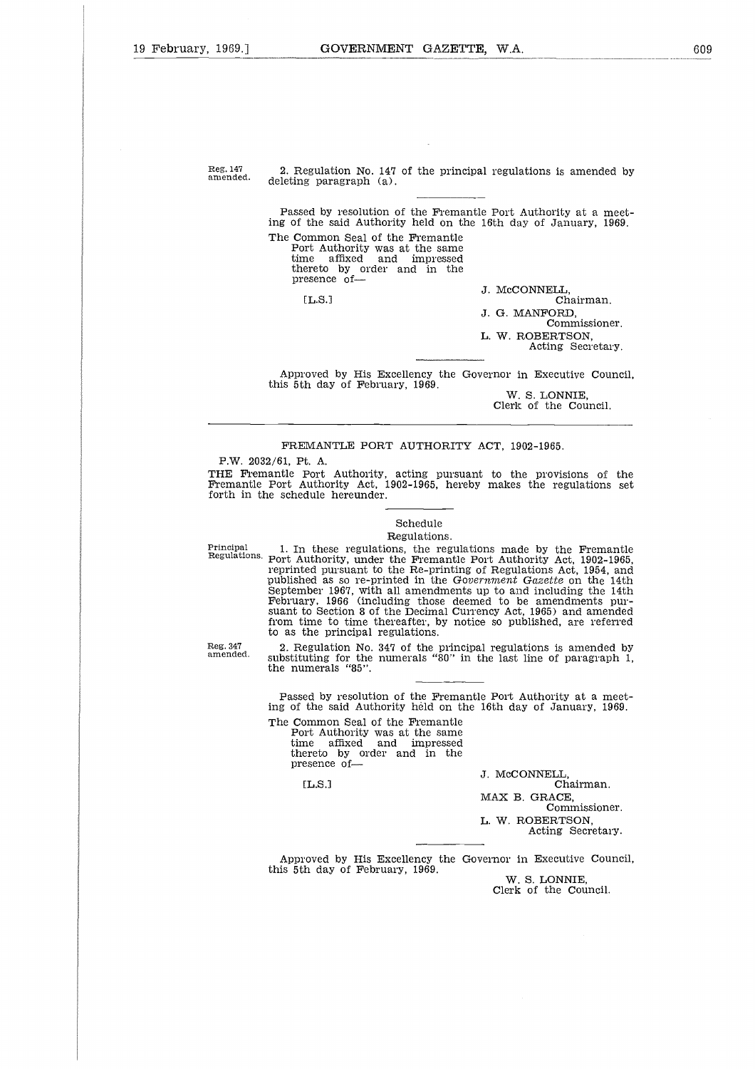Reg. 147 amended.

2. Regulation No. 147 of the principal regulations is amended by deleting paragraph (a).

---

Passed by resolution of the Fremantle Port Authority at a meeting of the said Authority held on the 16th day of January, 1969.

The Common Seal of the Fremantle Port Authority was at the same time affixed and impressed thereto by order and in the presence of—

[L.S.]

J. McCONNELL,
Chairman.

J. G. MANFORD,
Commissioner.

L. W. ROBERTSON,
Acting Secretary.

---

Approved by His Excellency the Governor in Executive Council, this 5th day of February, 1969.

W. S. LONNIE,
Clerk of the Council.

---

## FREMANTLE PORT AUTHORITY ACT, 1902-1965.

P.W. 2032/61, Pt. A.

THE Fremantle Port Authority, acting pursuant to the provisions of the Fremantle Port Authority Act, 1902-1965, hereby makes the regulations set forth in the schedule hereunder.

### Schedule

### Regulations.

Principal Regulations.

1. In these regulations, the regulations made by the Fremantle Port Authority, under the Fremantle Port Authority Act, 1902-1965, reprinted pursuant to the Re-printing of Regulations Act, 1954, and published as so re-printed in the *Government Gazette* on the 14th September 1967, with all amendments up to and including the 14th February, 1966 (including those deemed to be amendments pursuant to Section 8 of the Decimal Currency Act, 1965) and amended from time to time thereafter, by notice so published, are referred to as the principal regulations.

Reg. 347 amended.

2. Regulation No. 347 of the principal regulations is amended by substituting for the numerals "80" in the last line of paragraph 1, the numerals "85".

---

Passed by resolution of the Fremantle Port Authority at a meeting of the said Authority held on the 16th day of January, 1969.

The Common Seal of the Fremantle Port Authority was at the same time affixed and impressed thereto by order and in the presence of—

[L.S.]

J. McCONNELL,
Chairman.

MAX B. GRACE,
Commissioner.

L. W. ROBERTSON,
Acting Secretary.

---

Approved by His Excellency the Governor in Executive Council, this 5th day of February, 1969.

W. S. LONNIE,
Clerk of the Council.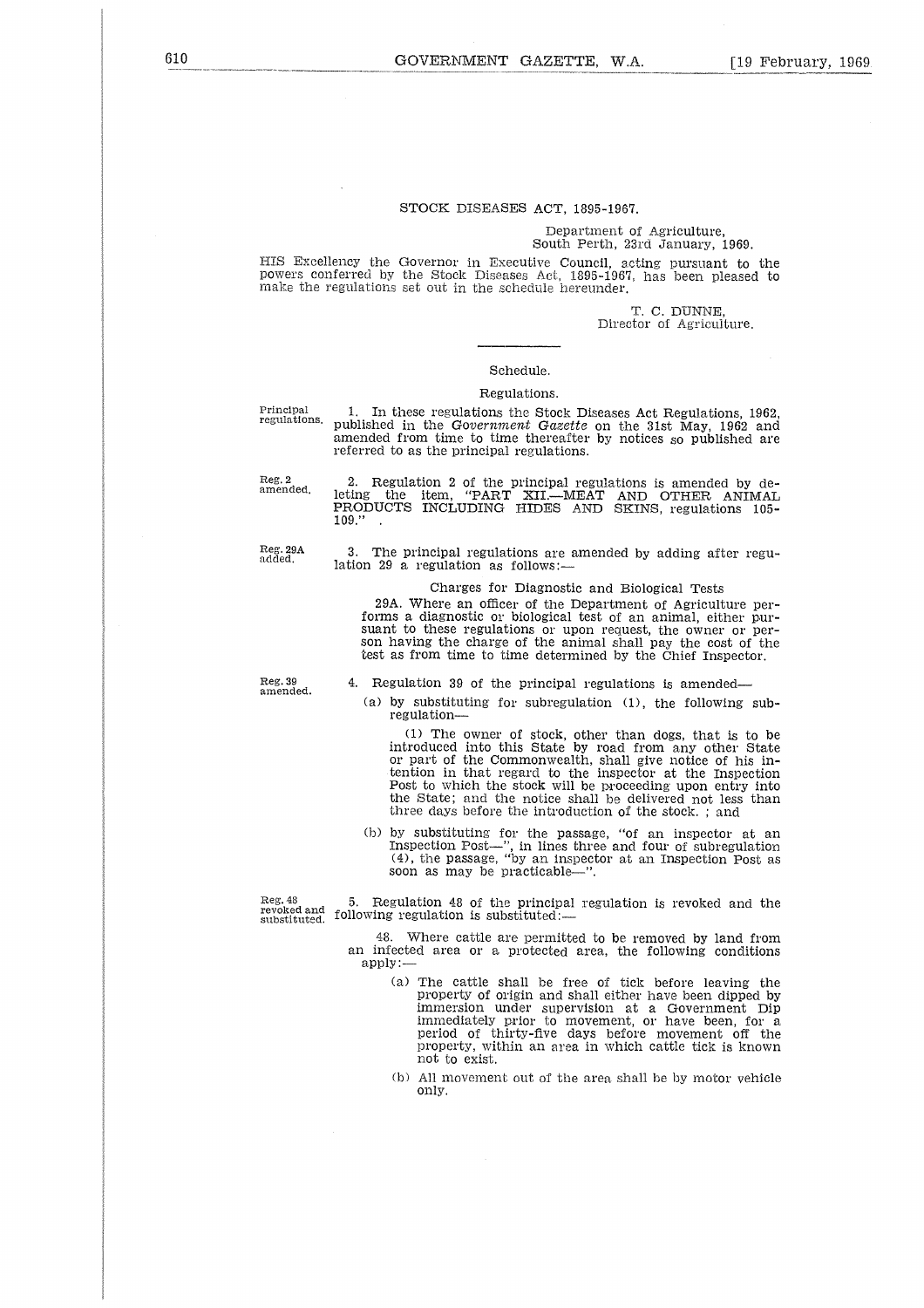STOCK DISEASES ACT, 1895-1967.

Department of Agriculture,
South Perth, 23rd January, 1969.

HIS Excellency the Governor in Executive Council, acting pursuant to the powers conferred by the Stock Diseases Act, 1895-1967, has been pleased to make the regulations set out in the schedule hereunder.

T. C. DUNNE,
Director of Agriculture.

Schedule.

Regulations.

Principal regulations.

1. In these regulations the Stock Diseases Act Regulations, 1962, published in the *Government Gazette* on the 31st May, 1962 and amended from time to time thereafter by notices so published are referred to as the principal regulations.

Reg. 2 amended.

2. Regulation 2 of the principal regulations is amended by deleting the item, "PART XII.—MEAT AND OTHER ANIMAL PRODUCTS INCLUDING HIDES AND SKINS, regulations 105-109." .

Reg. 29A added.

3. The principal regulations are amended by adding after regulation 29 a regulation as follows:—

Charges for Diagnostic and Biological Tests

29A. Where an officer of the Department of Agriculture performs a diagnostic or biological test of an animal, either pursuant to these regulations or upon request, the owner or person having the charge of the animal shall pay the cost of the test as from time to time determined by the Chief Inspector.

Reg. 39 amended.

4. Regulation 39 of the principal regulations is amended—

(a) by substituting for subregulation (1), the following subregulation—

(1) The owner of stock, other than dogs, that is to be introduced into this State by road from any other State or part of the Commonwealth, shall give notice of his intention in that regard to the inspector at the Inspection Post to which the stock will be proceeding upon entry into the State; and the notice shall be delivered not less than three days before the introduction of the stock. ; and

(b) by substituting for the passage, "of an inspector at an Inspection Post—", in lines three and four of subregulation (4), the passage, "by an inspector at an Inspection Post as soon as may be practicable—".

Reg. 48 revoked and substituted.

5. Regulation 48 of the principal regulation is revoked and the following regulation is substituted:—

48. Where cattle are permitted to be removed by land from an infected area or a protected area, the following conditions apply:—

(a) The cattle shall be free of tick before leaving the property of origin and shall either have been dipped by immersion under supervision at a Government Dip immediately prior to movement, or have been, for a period of thirty-five days before movement off the property, within an area in which cattle tick is known not to exist.

(b) All movement out of the area shall be by motor vehicle only.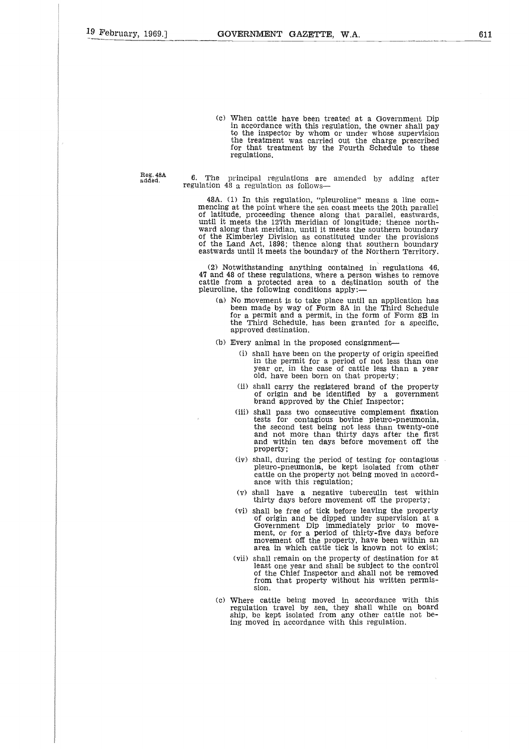(c) When cattle have been treated at a Government Dip in accordance with this regulation, the owner shall pay to the inspector by whom or under whose supervision the treatment was carried out the charge prescribed for that treatment by the Fourth Schedule to these regulations.

Reg. 48A added.

6. The principal regulations are amended by adding after regulation 48 a regulation as follows—

48A. (1) In this regulation, "pleuroline" means a line commencing at the point where the sea coast meets the 20th parallel of latitude, proceeding thence along that parallel, eastwards, until it meets the 127th meridian of longitude; thence northward along that meridian, until it meets the southern boundary of the Kimberley Division as constituted under the provisions of the Land Act, 1898; thence along that southern boundary eastwards until it meets the boundary of the Northern Territory.

(2) Notwithstanding anything contained in regulations 46, 47 and 48 of these regulations, where a person wishes to remove cattle from a protected area to a destination south of the pleuroline, the following conditions apply:—

(a) No movement is to take place until an application has been made by way of Form 8A in the Third Schedule for a permit and a permit, in the form of Form 8B in the Third Schedule, has been granted for a specific, approved destination.

(b) Every animal in the proposed consignment—

(i) shall have been on the property of origin specified in the permit for a period of not less than one year or, in the case of cattle less than a year old, have been born on that property;

(ii) shall carry the registered brand of the property of origin and be identified by a government brand approved by the Chief Inspector;

(iii) shall pass two consecutive complement fixation tests for contagious bovine pleuro-pneumonia, the second test being not less than twenty-one and not more than thirty days after the first and within ten days before movement off the property;

(iv) shall, during the period of testing for contagious pleuro-pneumonia, be kept isolated from other cattle on the property not being moved in accordance with this regulation;

(v) shall have a negative tuberculin test within thirty days before movement off the property;

(vi) shall be free of tick before leaving the property of origin and be dipped under supervision at a Government Dip immediately prior to movement, or for a period of thirty-five days before movement off the property, have been within an area in which cattle tick is known not to exist;

(vii) shall remain on the property of destination for at least one year and shall be subject to the control of the Chief Inspector and shall not be removed from that property without his written permission.

(c) Where cattle being moved in accordance with this regulation travel by sea, they shall while on board ship, be kept isolated from any other cattle not being moved in accordance with this regulation.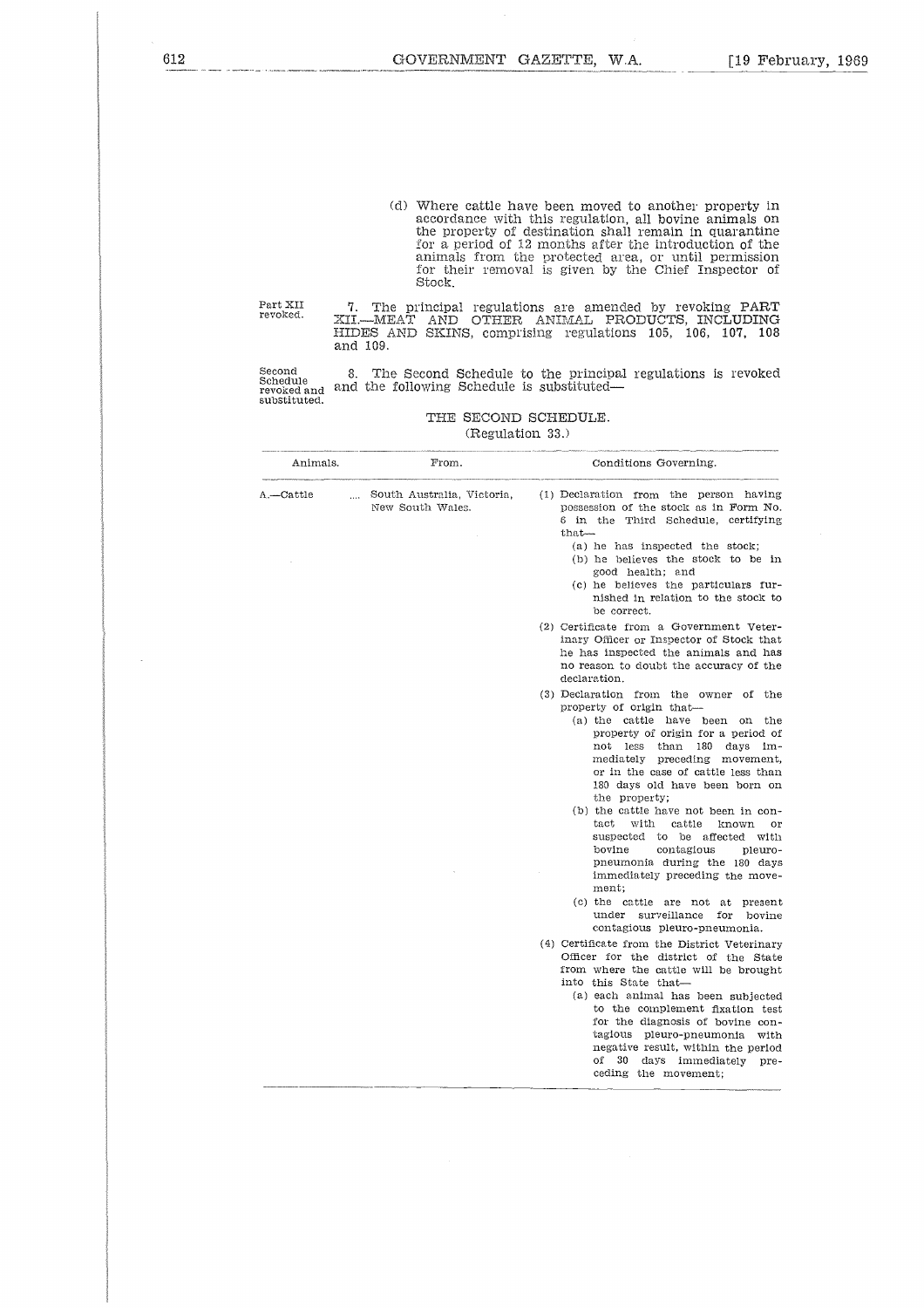(d) Where cattle have been moved to another property in accordance with this regulation, all bovine animals on the property of destination shall remain in quarantine for a period of 12 months after the introduction of the animals from the protected area, or until permission for their removal is given by the Chief Inspector of Stock.

Part XII revoked.

7. The principal regulations are amended by revoking PART XII.—MEAT AND OTHER ANIMAL PRODUCTS, INCLUDING HIDES AND SKINS, comprising regulations 105, 106, 107, 108 and 109.

Second Schedule revoked and substituted.

8. The Second Schedule to the principal regulations is revoked and the following Schedule is substituted—

THE SECOND SCHEDULE.

(Regulation 33.)

| Animals. | From. | Conditions Governing. |
|---|---|---|
| A.—Cattle .... | South Australia, Victoria, New South Wales. | (1) Declaration from the person having possession of the stock as in Form No. 6 in the Third Schedule, certifying that—<br>(a) he has inspected the stock;<br>(b) he believes the stock to be in good health; and<br>(c) he believes the particulars furnished in relation to the stock to be correct.<br>(2) Certificate from a Government Veterinary Officer or Inspector of Stock that he has inspected the animals and has no reason to doubt the accuracy of the declaration.<br>(3) Declaration from the owner of the property of origin that—<br>(a) the cattle have been on the property of origin for a period of not less than 180 days immediately preceding movement, or in the case of cattle less than 180 days old have been born on the property;<br>(b) the cattle have not been in contact with cattle known or suspected to be affected with bovine contagious pleuro-pneumonia during the 180 days immediately preceding the movement;<br>(c) the cattle are not at present under surveillance for bovine contagious pleuro-pneumonia.<br>(4) Certificate from the District Veterinary Officer for the district of the State from where the cattle will be brought into this State that—<br>(a) each animal has been subjected to the complement fixation test for the diagnosis of bovine contagious pleuro-pneumonia with negative result, within the period of 30 days immediately preceding the movement; |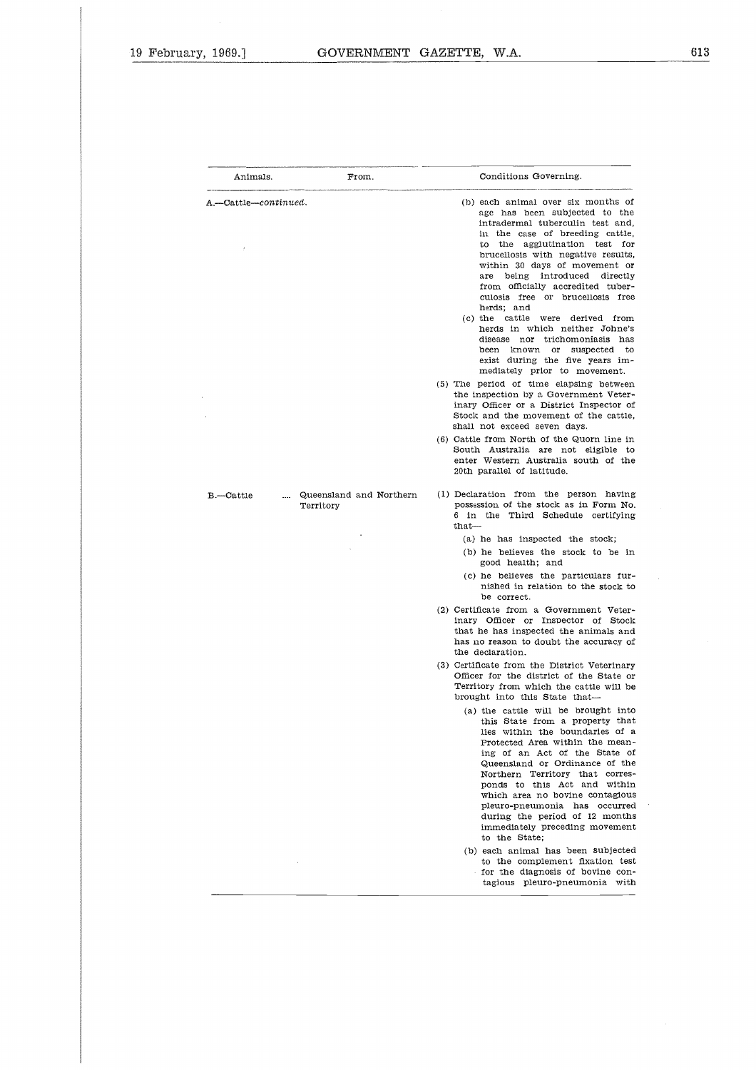| Animals. | From. | Conditions Governing. |
|---|---|---|
| A.—Cattle—*continued*. | | (b) each animal over six months of age has been subjected to the intradermal tuberculin test and, in the case of breeding cattle, to the agglutination test for brucellosis with negative results, within 30 days of movement or are being introduced directly from officially accredited tuberculosis free or brucellosis free herds; and<br>(c) the cattle were derived from herds in which neither Johne's disease nor trichomoniasis has been known or suspected to exist during the five years immediately prior to movement.<br>(5) The period of time elapsing between the inspection by a Government Veterinary Officer or a District Inspector of Stock and the movement of the cattle, shall not exceed seven days.<br>(6) Cattle from North of the Quorn line in South Australia are not eligible to enter Western Australia south of the 20th parallel of latitude. |
| B.—Cattle .... | Queensland and Northern Territory | (1) Declaration from the person having possession of the stock as in Form No. 6 in the Third Schedule certifying that—<br>(a) he has inspected the stock;<br>(b) he believes the stock to be in good health; and<br>(c) he believes the particulars furnished in relation to the stock to be correct.<br>(2) Certificate from a Government Veterinary Officer or Inspector of Stock that he has inspected the animals and has no reason to doubt the accuracy of the declaration.<br>(3) Certificate from the District Veterinary Officer for the district of the State or Territory from which the cattle will be brought into this State that—<br>(a) the cattle will be brought into this State from a property that lies within the boundaries of a Protected Area within the meaning of an Act of the State of Queensland or Ordinance of the Northern Territory that corresponds to this Act and within which area no bovine contagious pleuro-pneumonia has occurred during the period of 12 months immediately preceding movement to the State;<br>(b) each animal has been subjected to the complement fixation test for the diagnosis of bovine contagious pleuro-pneumonia with |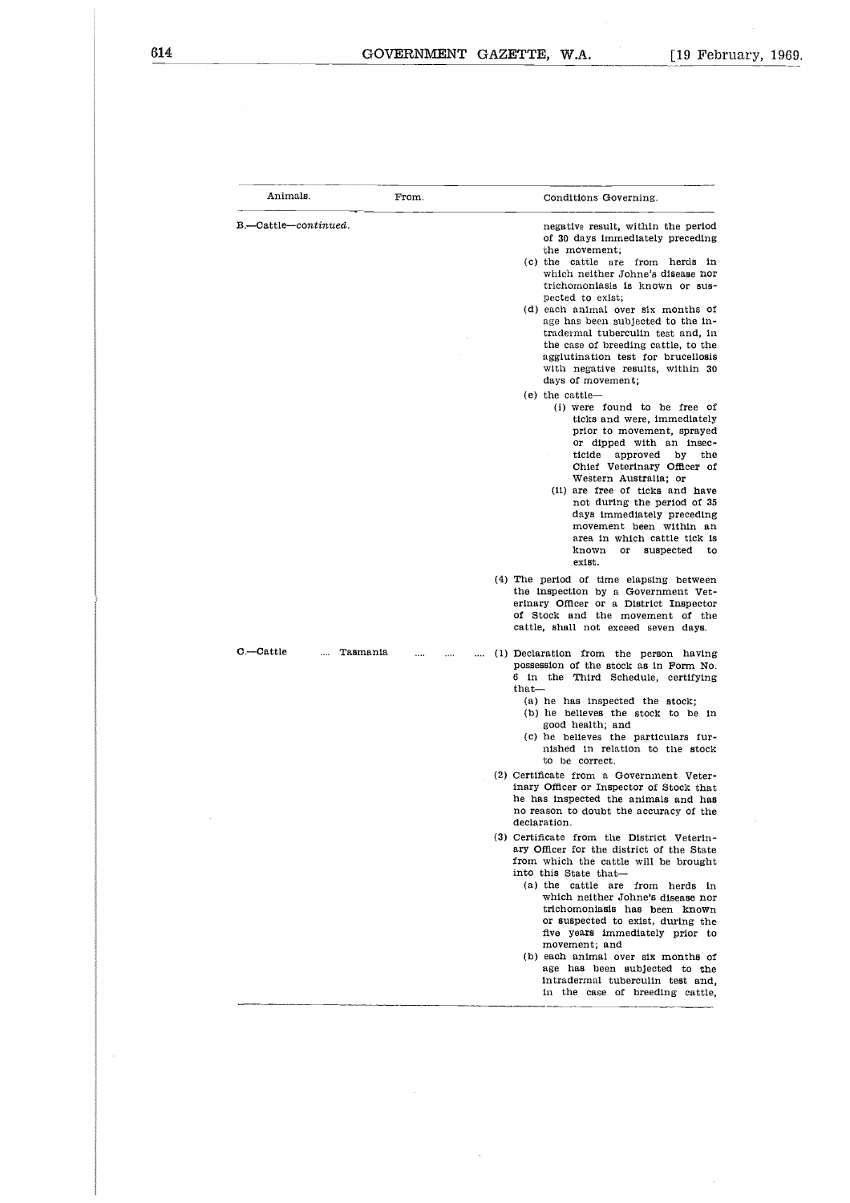| Animals. | From. | Conditions Governing. |
|---|---|---|
| B.—Cattle—*continued*. | | negative result, within the period of 30 days immediately preceding the movement;<br>(c) the cattle are from herds in which neither Johne's disease nor trichomoniasis is known or suspected to exist;<br>(d) each animal over six months of age has been subjected to the intradermal tuberculin test and, in the case of breeding cattle, to the agglutination test for brucellosis with negative results, within 30 days of movement;<br>(e) the cattle—<br>(i) were found to be free of ticks and were, immediately prior to movement, sprayed or dipped with an insecticide approved by the Chief Veterinary Officer of Western Australia; or<br>(ii) are free of ticks and have not during the period of 35 days immediately preceding movement been within an area in which cattle tick is known or suspected to exist.<br>(4) The period of time elapsing between the inspection by a Government Veterinary Officer or a District Inspector of Stock and the movement of the cattle, shall not exceed seven days. |
| C.—Cattle | Tasmania | (1) Declaration from the person having possession of the stock as in Form No. 6 in the Third Schedule, certifying that—<br>(a) he has inspected the stock;<br>(b) he believes the stock to be in good health; and<br>(c) he believes the particulars furnished in relation to the stock to be correct.<br>(2) Certificate from a Government Veterinary Officer or Inspector of Stock that he has inspected the animals and has no reason to doubt the accuracy of the declaration.<br>(3) Certificate from the District Veterinary Officer for the district of the State from which the cattle will be brought into this State that—<br>(a) the cattle are from herds in which neither Johne's disease nor trichomoniasis has been known or suspected to exist, during the five years immediately prior to movement; and<br>(b) each animal over six months of age has been subjected to the intradermal tuberculin test and, in the case of breeding cattle, |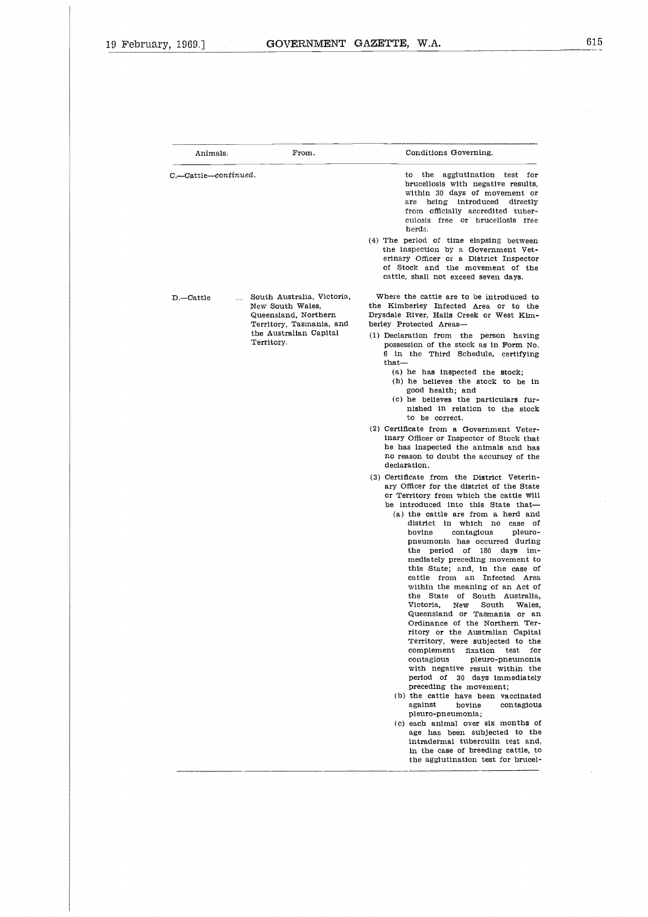| Animals. | From. | Conditions Governing. |
|---|---|---|
| C.—Cattle—*continued*. | | to the agglutination test for brucellosis with negative results, within 30 days of movement or are being introduced directly from officially accredited tuberculosis free or brucellosis free herds.<br><br>(4) The period of time elapsing between the inspection by a Government Veterinary Officer or a District Inspector of Stock and the movement of the cattle, shall not exceed seven days. |
| D.—Cattle | South Australia, Victoria, New South Wales, Queensland, Northern Territory, Tasmania, and the Australian Capital Territory. | Where the cattle are to be introduced to the Kimberley Infected Area or to the Drysdale River, Halls Creek or West Kimberley Protected Areas—<br><br>(1) Declaration from the person having possession of the stock as in Form No. 6 in the Third Schedule, certifying that—<br>(a) he has inspected the stock;<br>(b) he believes the stock to be in good health; and<br>(c) he believes the particulars furnished in relation to the stock to be correct.<br><br>(2) Certificate from a Government Veterinary Officer or Inspector of Stock that he has inspected the animals and has no reason to doubt the accuracy of the declaration.<br><br>(3) Certificate from the District Veterinary Officer for the district of the State or Territory from which the cattle will be introduced into this State that—<br>(a) the cattle are from a herd and district in which no case of bovine contagious pleuro-pneumonia has occurred during the period of 180 days immediately preceding movement to this State; and, in the case of cattle from an Infected Area within the meaning of an Act of the State of South Australia, Victoria, New South Wales, Queensland or Tasmania or an Ordinance of the Northern Territory or the Australian Capital Territory, were subjected to the complement fixation test for contagious pleuro-pneumonia with negative result within the period of 30 days immediately preceding the movement;<br>(b) the cattle have been vaccinated against bovine contagious pleuro-pneumonia;<br>(c) each animal over six months of age has been subjected to the intradermal tuberculin test and, in the case of breeding cattle, to the agglutination test for brucel- |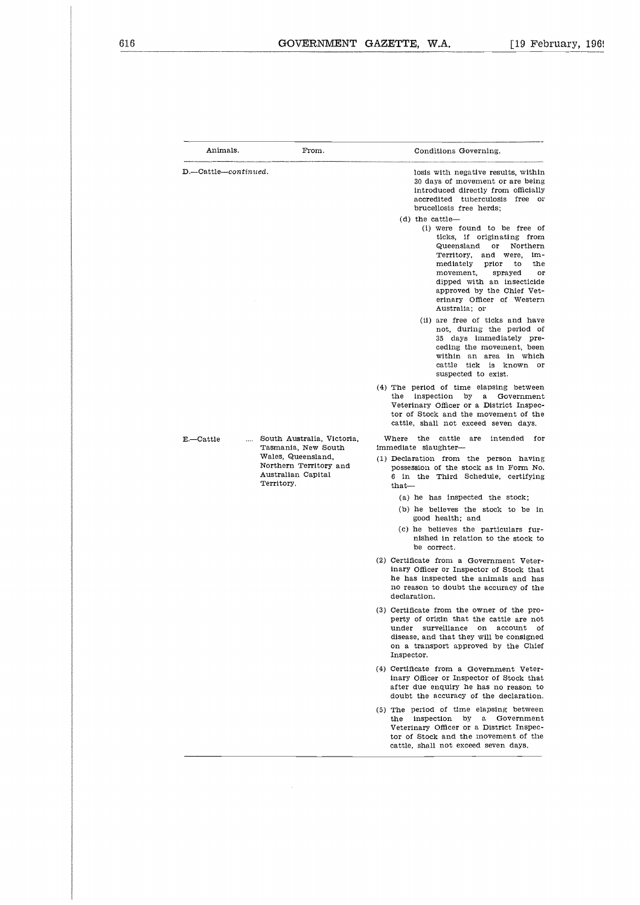| Animals. | From. | Conditions Governing. |
|---|---|---|
| D.—Cattle—*continued*. | | losis with negative results, within 30 days of movement or are being introduced directly from officially accredited tuberculosis free or brucellosis free herds;<br>(d) the cattle—<br>(i) were found to be free of ticks, if originating from Queensland or Northern Territory, and were, immediately prior to the movement, sprayed or dipped with an insecticide approved by the Chief Veterinary Officer of Western Australia; or<br>(ii) are free of ticks and have not, during the period of 35 days immediately preceding the movement, been within an area in which cattle tick is known or suspected to exist.<br>(4) The period of time elapsing between the inspection by a Government Veterinary Officer or a District Inspector of Stock and the movement of the cattle, shall not exceed seven days. |
| E.—Cattle .... | South Australia, Victoria, Tasmania, New South Wales, Queensland, Northern Territory and Australian Capital Territory. | Where the cattle are intended for immediate slaughter—<br>(1) Declaration from the person having possession of the stock as in Form No. 6 in the Third Schedule, certifying that—<br>(a) he has inspected the stock;<br>(b) he believes the stock to be in good health; and<br>(c) he believes the particulars furnished in relation to the stock to be correct.<br>(2) Certificate from a Government Veterinary Officer or Inspector of Stock that he has inspected the animals and has no reason to doubt the accuracy of the declaration.<br>(3) Certificate from the owner of the property of origin that the cattle are not under surveillance on account of disease, and that they will be consigned on a transport approved by the Chief Inspector.<br>(4) Certificate from a Government Veterinary Officer or Inspector of Stock that after due enquiry he has no reason to doubt the accuracy of the declaration.<br>(5) The period of time elapsing between the inspection by a Government Veterinary Officer or a District Inspector of Stock and the movement of the cattle, shall not exceed seven days. |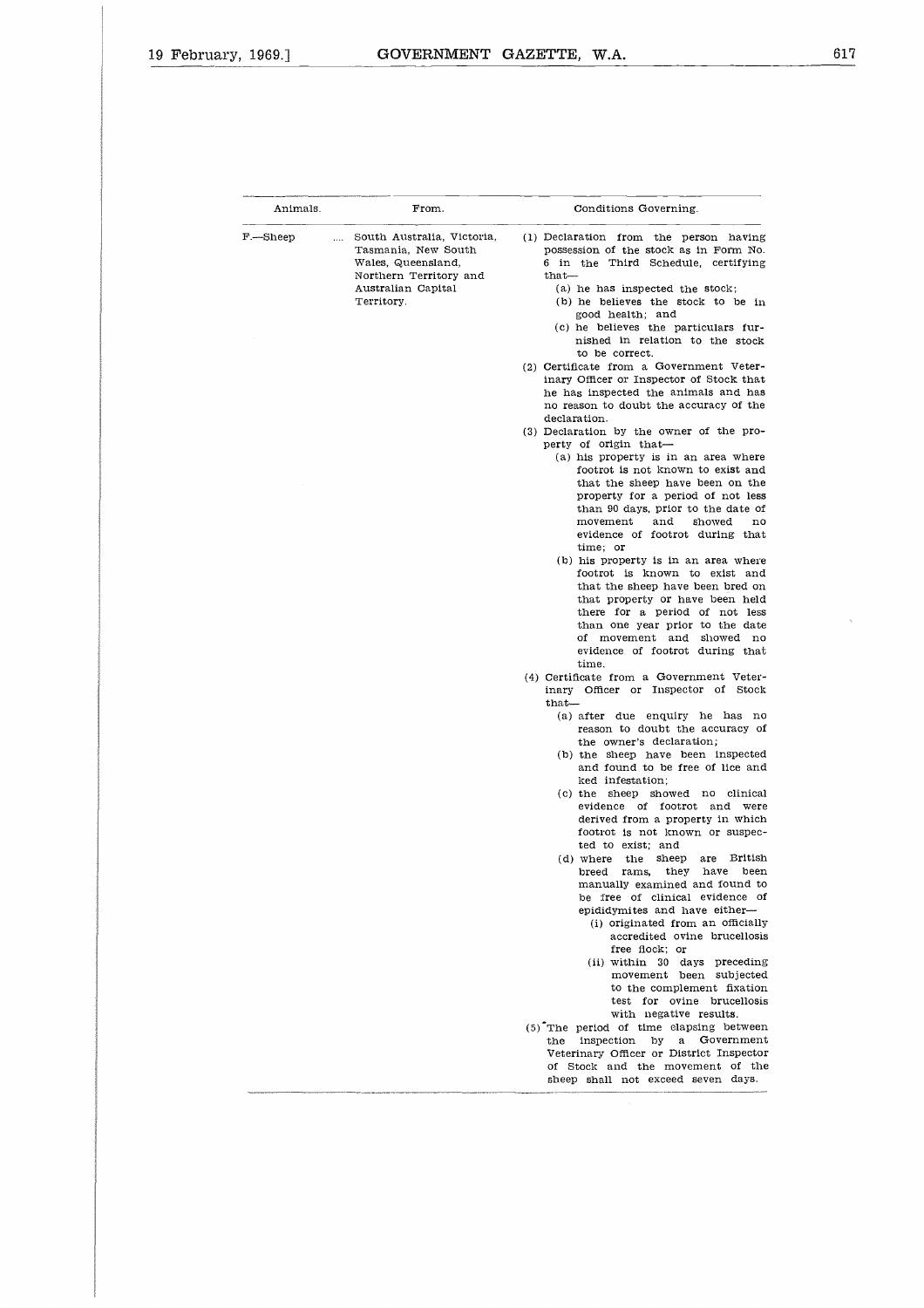| Animals. | From. | Conditions Governing. |
|---|---|---|
| F.—Sheep .... | South Australia, Victoria, Tasmania, New South Wales, Queensland, Northern Territory and Australian Capital Territory. | (1) Declaration from the person having possession of the stock as in Form No. 6 in the Third Schedule, certifying that—<br>(a) he has inspected the stock;<br>(b) he believes the stock to be in good health; and<br>(c) he believes the particulars furnished in relation to the stock to be correct.<br>(2) Certificate from a Government Veterinary Officer or Inspector of Stock that he has inspected the animals and has no reason to doubt the accuracy of the declaration.<br>(3) Declaration by the owner of the property of origin that—<br>(a) his property is in an area where footrot is not known to exist and that the sheep have been on the property for a period of not less than 90 days, prior to the date of movement and showed no evidence of footrot during that time; or<br>(b) his property is in an area where footrot is known to exist and that the sheep have been bred on that property or have been held there for a period of not less than one year prior to the date of movement and showed no evidence of footrot during that time.<br>(4) Certificate from a Government Veterinary Officer or Inspector of Stock that—<br>(a) after due enquiry he has no reason to doubt the accuracy of the owner's declaration;<br>(b) the sheep have been inspected and found to be free of lice and ked infestation;<br>(c) the sheep showed no clinical evidence of footrot and were derived from a property in which footrot is not known or suspected to exist; and<br>(d) where the sheep are British breed rams, they have been manually examined and found to be free of clinical evidence of epididymites and have either—<br>(i) originated from an officially accredited ovine brucellosis free flock; or<br>(ii) within 30 days preceding movement been subjected to the complement fixation test for ovine brucellosis with negative results.<br>(5) The period of time elapsing between the inspection by a Government Veterinary Officer or District Inspector of Stock and the movement of the sheep shall not exceed seven days. |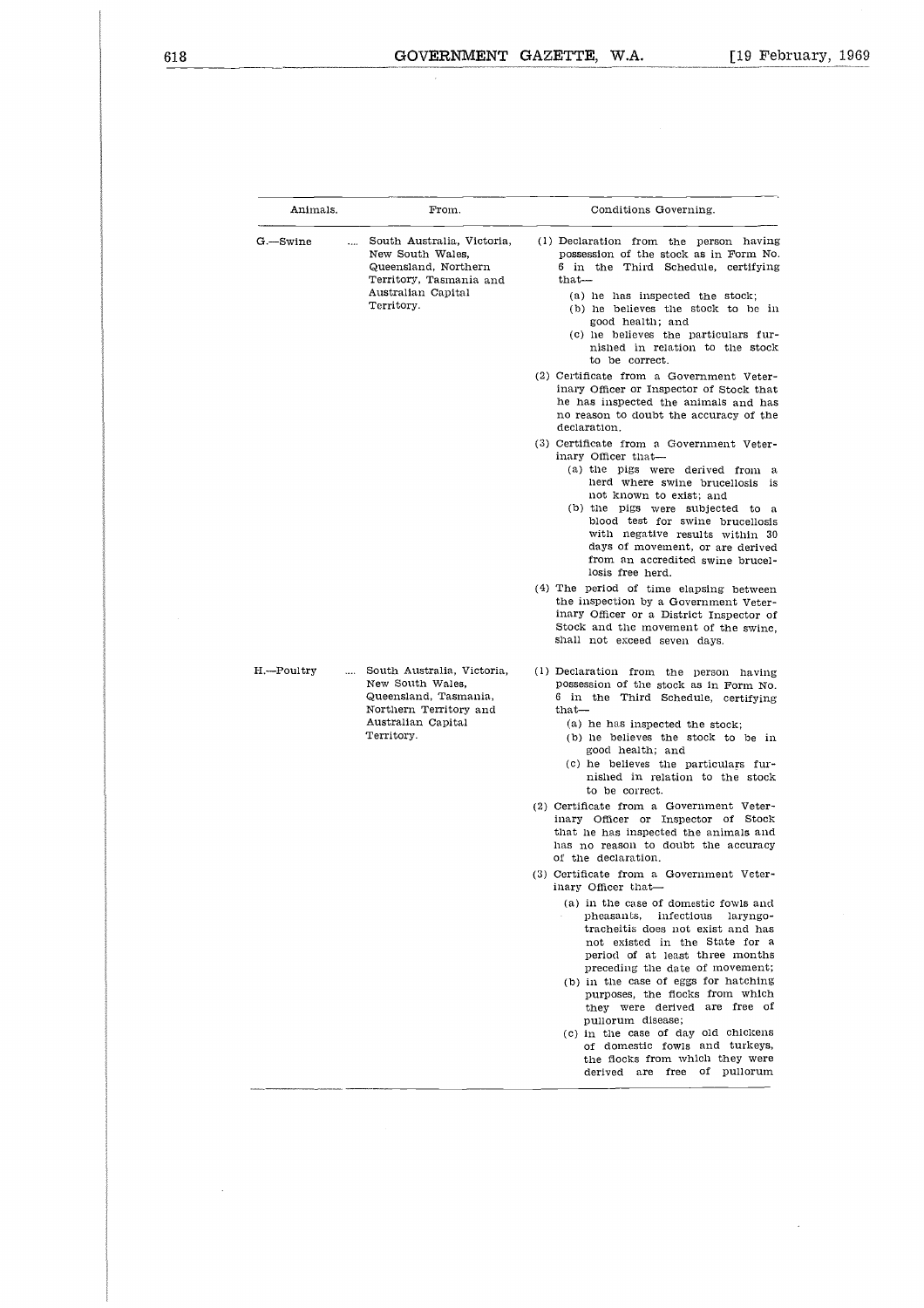| Animals. | From. | Conditions Governing. |
|---|---|---|
| G.—Swine .... | South Australia, Victoria, New South Wales, Queensland, Northern Territory, Tasmania and Australian Capital Territory. | (1) Declaration from the person having possession of the stock as in Form No. 6 in the Third Schedule, certifying that—<br>(a) he has inspected the stock;<br>(b) he believes the stock to be in good health; and<br>(c) he believes the particulars furnished in relation to the stock to be correct.<br>(2) Certificate from a Government Veterinary Officer or Inspector of Stock that he has inspected the animals and has no reason to doubt the accuracy of the declaration.<br>(3) Certificate from a Government Veterinary Officer that—<br>(a) the pigs were derived from a herd where swine brucellosis is not known to exist; and<br>(b) the pigs were subjected to a blood test for swine brucellosis with negative results within 30 days of movement, or are derived from an accredited swine brucellosis free herd.<br>(4) The period of time elapsing between the inspection by a Government Veterinary Officer or a District Inspector of Stock and the movement of the swine, shall not exceed seven days. |
| H.—Poultry .... | South Australia, Victoria, New South Wales, Queensland, Tasmania, Northern Territory and Australian Capital Territory. | (1) Declaration from the person having possession of the stock as in Form No. 6 in the Third Schedule, certifying that—<br>(a) he has inspected the stock;<br>(b) he believes the stock to be in good health; and<br>(c) he believes the particulars furnished in relation to the stock to be correct.<br>(2) Certificate from a Government Veterinary Officer or Inspector of Stock that he has inspected the animals and has no reason to doubt the accuracy of the declaration.<br>(3) Certificate from a Government Veterinary Officer that—<br>(a) in the case of domestic fowls and pheasants, infectious laryngotracheitis does not exist and has not existed in the State for a period of at least three months preceding the date of movement;<br>(b) in the case of eggs for hatching purposes, the flocks from which they were derived are free of pullorum disease;<br>(c) in the case of day old chickens of domestic fowls and turkeys, the flocks from which they were derived are free of pullorum |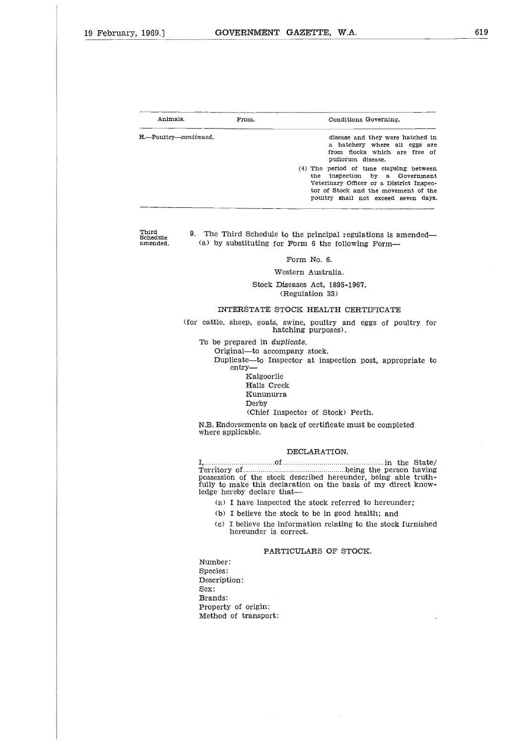| Animals. | From. | Conditions Governing. |
|---|---|---|
| H.—Poultry—*continued*. | | disease and they were hatched in a hatchery where all eggs are from flocks which are free of pullorum disease. |
| | | (4) The period of time elapsing between the inspection by a Government Veterinary Officer or a District Inspector of Stock and the movement of the poultry shall not exceed seven days. |

Third Schedule amended.

9. The Third Schedule to the principal regulations is amended—

(a) by substituting for Form 6 the following Form—

Form No. 6.

Western Australia.

Stock Diseases Act, 1895-1967.
(Regulation 33)

INTERSTATE STOCK HEALTH CERTIFICATE

(for cattle, sheep, goats, swine, poultry and eggs of poultry for hatching purposes).

To be prepared in *duplicate*.

Original—to accompany stock.

Duplicate—to Inspector at inspection post, appropriate to entry—

Kalgoorlie
Halls Creek
Kununurra
Derby
(Chief Inspector of Stock) Perth.

N.B. Endorsements on back of certificate must be completed where applicable.

DECLARATION.

I,.................................of.................................................in the State/Territory of..................................................being the person having possession of the stock described hereunder, being able truthfully to make this declaration on the basis of my direct knowledge hereby declare that—

(a) I have inspected the stock referred to hereunder;

(b) I believe the stock to be in good health; and

(c) I believe the information relating to the stock furnished hereunder is correct.

PARTICULARS OF STOCK.

Number:
Species:
Description:
Sex:
Brands:
Property of origin:
Method of transport: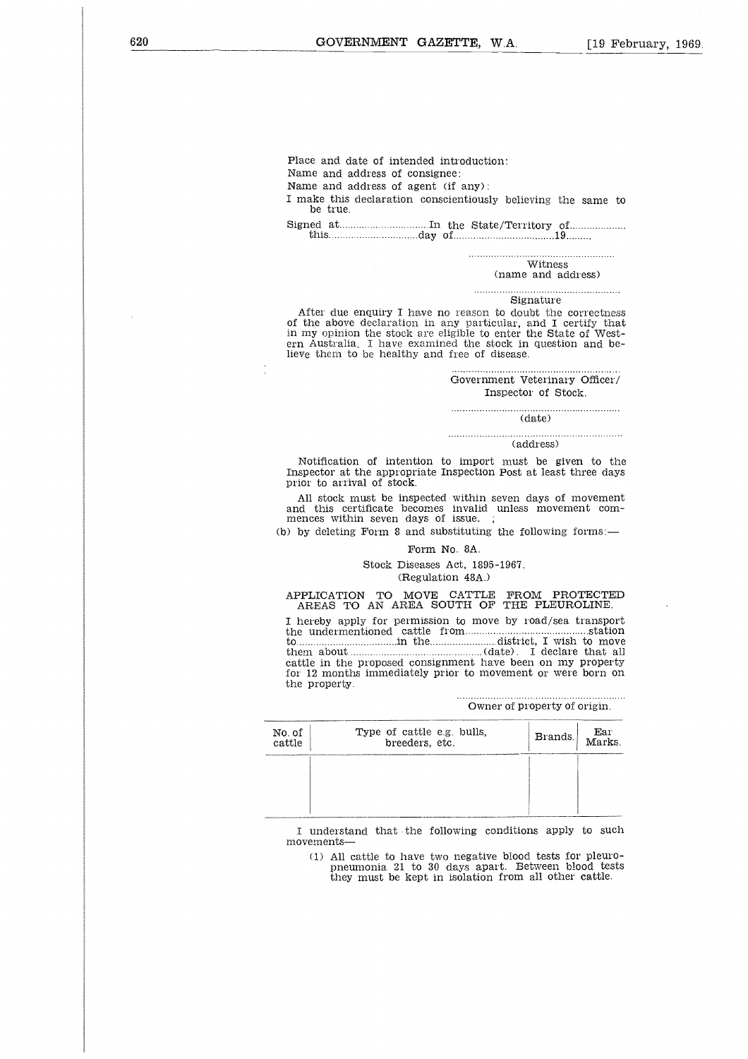Place and date of intended introduction:

Name and address of consignee:

Name and address of agent (if any):

I make this declaration conscientiously believing the same to be true.

Signed at.............................. In the State/Territory of...................
this..............................day of..................................19.........

..................................................
Witness
(name and address)

..................................................
Signature

After due enquiry I have no reason to doubt the correctness of the above declaration in any particular, and I certify that in my opinion the stock are eligible to enter the State of Western Australia. I have examined the stock in question and believe them to be healthy and free of disease.

..................................................
Government Veterinary Officer/
Inspector of Stock.

..................................................
(date)

..................................................
(address)

Notification of intention to import must be given to the Inspector at the appropriate Inspection Post at least three days prior to arrival of stock.

All stock must be inspected within seven days of movement and this certificate becomes invalid unless movement commences within seven days of issue. ;

(b) by deleting Form 8 and substituting the following forms:—

Form No. 8A.

Stock Diseases Act, 1895-1967.
(Regulation 48A.)

APPLICATION TO MOVE CATTLE FROM PROTECTED AREAS TO AN AREA SOUTH OF THE PLEUROLINE.

I hereby apply for permission to move by road/sea transport the undermentioned cattle from..........................................station to..................................in the.......................district, I wish to move them about.............................................(date). I declare that all cattle in the proposed consignment have been on my property for 12 months immediately prior to movement or were born on the property.

..................................................
Owner of property of origin.

| No. of cattle | Type of cattle e.g. bulls, breeders, etc. | Brands. | Ear Marks. |
|---|---|---|---|
| | | | |

I understand that the following conditions apply to such movements—

(1) All cattle to have two negative blood tests for pleuropneumonia 21 to 30 days apart. Between blood tests they must be kept in isolation from all other cattle.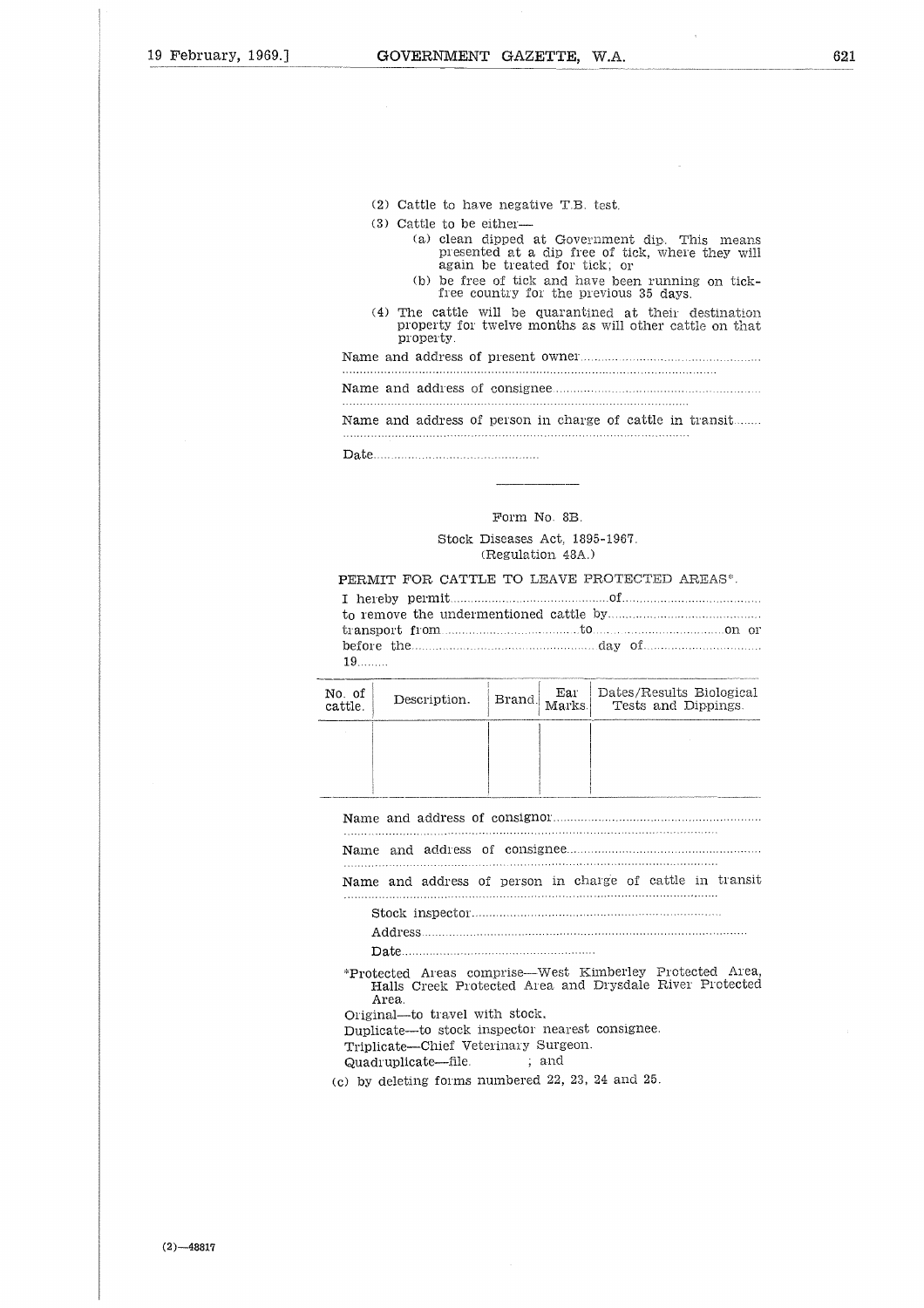(2) Cattle to have negative T.B. test.

(3) Cattle to be either—

(a) clean dipped at Government dip. This means presented at a dip free of tick, where they will again be treated for tick; or

(b) be free of tick and have been running on tick-free country for the previous 35 days.

(4) The cattle will be quarantined at their destination property for twelve months as will other cattle on that property.

Name and address of present owner..........................................................

...................................................................................................................

Name and address of consignee..............................................................

...................................................................................................................

Name and address of person in charge of cattle in transit........

...................................................................................................................

Date................................................

---

Form No. 8B.

Stock Diseases Act, 1895-1967.
(Regulation 43A.)

PERMIT FOR CATTLE TO LEAVE PROTECTED AREAS*.

I hereby permit..............................................of........................................ to remove the undermentioned cattle by............................................ transport from....................................to....................................on or before the..................................................day of................................ 19.........

| No. of cattle. | Description. | Brand. | Ear Marks. | Dates/Results Biological Tests and Dippings. |
|---|---|---|---|---|
| | | | | |

Name and address of consignor..............................................................

...................................................................................................................

Name and address of consignee..............................................................

...................................................................................................................

Name and address of person in charge of cattle in transit

...................................................................................................................

Stock inspector......................................................................

Address...............................................................................................

Date.......................................................

*Protected Areas comprise—West Kimberley Protected Area, Halls Creek Protected Area and Drysdale River Protected Area.

Original—to travel with stock.
Duplicate—to stock inspector nearest consignee.
Triplicate—Chief Veterinary Surgeon.
Quadruplicate—file. ; and

(c) by deleting forms numbered 22, 23, 24 and 25.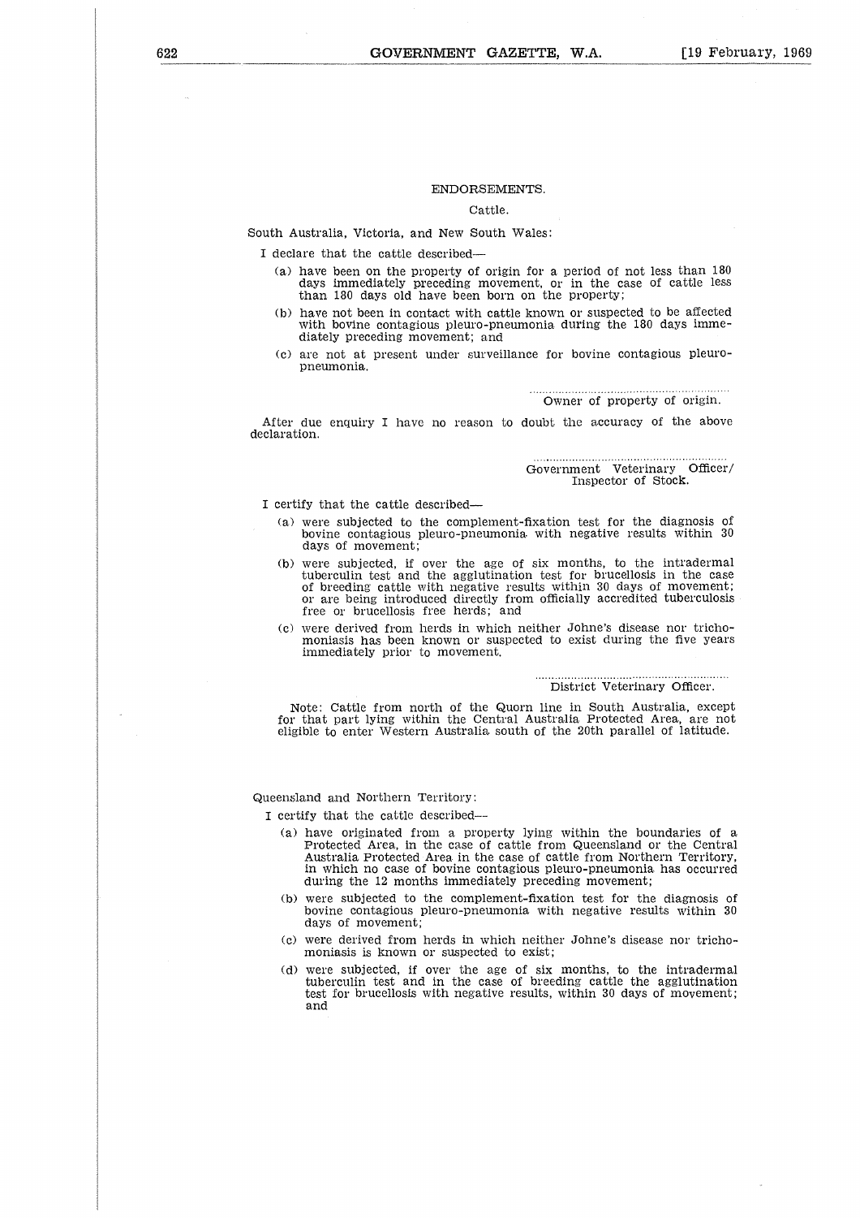ENDORSEMENTS.

Cattle.

South Australia, Victoria, and New South Wales:

I declare that the cattle described—

(a) have been on the property of origin for a period of not less than 180 days immediately preceding movement, or in the case of cattle less than 180 days old have been born on the property;

(b) have not been in contact with cattle known or suspected to be affected with bovine contagious pleuro-pneumonia during the 180 days immediately preceding movement; and

(c) are not at present under surveillance for bovine contagious pleuro-pneumonia.

..............................................................
Owner of property of origin.

After due enquiry I have no reason to doubt the accuracy of the above declaration.

..............................................................
Government Veterinary Officer/
Inspector of Stock.

I certify that the cattle described—

(a) were subjected to the complement-fixation test for the diagnosis of bovine contagious pleuro-pneumonia with negative results within 30 days of movement;

(b) were subjected, if over the age of six months, to the intradermal tuberculin test and the agglutination test for brucellosis in the case of breeding cattle with negative results within 30 days of movement; or are being introduced directly from officially accredited tuberculosis free or brucellosis free herds; and

(c) were derived from herds in which neither Johne's disease nor trichomoniasis has been known or suspected to exist during the five years immediately prior to movement.

..............................................................
District Veterinary Officer.

Note: Cattle from north of the Quorn line in South Australia, except for that part lying within the Central Australia Protected Area, are not eligible to enter Western Australia south of the 20th parallel of latitude.

Queensland and Northern Territory:

I certify that the cattle described—

(a) have originated from a property lying within the boundaries of a Protected Area, in the case of cattle from Queensland or the Central Australia Protected Area in the case of cattle from Northern Territory, in which no case of bovine contagious pleuro-pneumonia has occurred during the 12 months immediately preceding movement;

(b) were subjected to the complement-fixation test for the diagnosis of bovine contagious pleuro-pneumonia with negative results within 30 days of movement;

(c) were derived from herds in which neither Johne's disease nor trichomoniasis is known or suspected to exist;

(d) were subjected, if over the age of six months, to the intradermal tuberculin test and in the case of breeding cattle the agglutination test for brucellosis with negative results, within 30 days of movement; and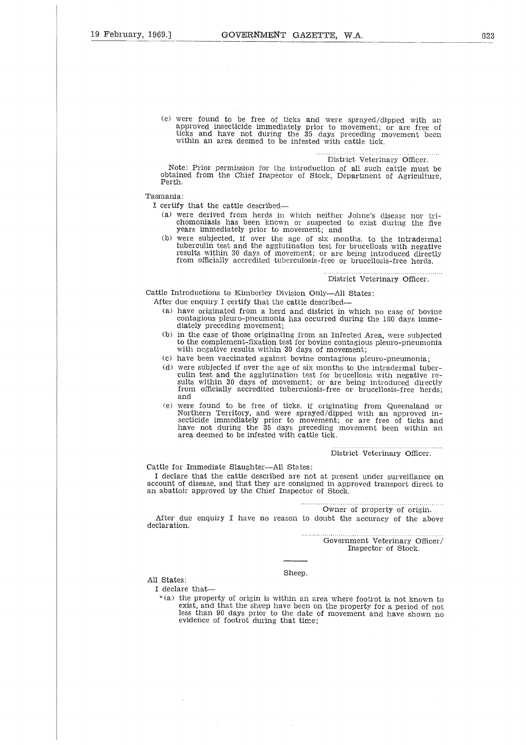(e) were found to be free of ticks and were sprayed/dipped with an approved insecticide immediately prior to movement; or are free of ticks and have not during the 35 days preceding movement been within an area deemed to be infested with cattle tick.

..............................................................
District Veterinary Officer.

Note: Prior permission for the introduction of all such cattle must be obtained from the Chief Inspector of Stock, Department of Agriculture, Perth.

Tasmania:

I certify that the cattle described—

(a) were derived from herds in which neither Johne's disease nor trichomoniasis has been known or suspected to exist during the five years immediately prior to movement; and

(b) were subjected, if over the age of six months, to the intradermal tuberculin test and the agglutination test for brucellosis with negative results within 30 days of movement; or are being introduced directly from officially accredited tuberculosis-free or brucellosis-free herds.

..............................................................
District Veterinary Officer.

Cattle Introductions to Kimberley Division Only—All States:

After due enquiry I certify that the cattle described—

(a) have originated from a herd and district in which no case of bovine contagious pleuro-pneumonia has occurred during the 180 days immediately preceding movement;

(b) in the case of those originating from an Infected Area, were subjected to the complement-fixation test for bovine contagious pleuro-pneumonia with negative results within 30 days of movement;

(c) have been vaccinated against bovine contagious pleuro-pneumonia;

(d) were subjected if over the age of six months to the intradermal tuberculin test and the agglutination test for brucellosis with negative results within 30 days of movement; or are being introduced directly from officially accredited tuberculosis-free or brucellosis-free herds; and

(e) were found to be free of ticks, if originating from Queensland or Northern Territory, and were sprayed/dipped with an approved insecticide immediately prior to movement; or are free of ticks and have not during the 35 days preceding movement been within an area deemed to be infested with cattle tick.

..............................................................
District Veterinary Officer.

Cattle for Immediate Slaughter—All States:

I declare that the cattle described are not at present under surveillance on account of disease, and that they are consigned in approved transport direct to an abattoir approved by the Chief Inspector of Stock.

..............................................................
Owner of property of origin.

After due enquiry I have no reason to doubt the accuracy of the above declaration.

..............................................................
Government Veterinary Officer/
Inspector of Stock.

Sheep.

All States:

I declare that—

*(a) the property of origin is within an area where footrot is not known to exist, and that the sheep have been on the property for a period of not less than 90 days prior to the date of movement and have shown no evidence of footrot during that time;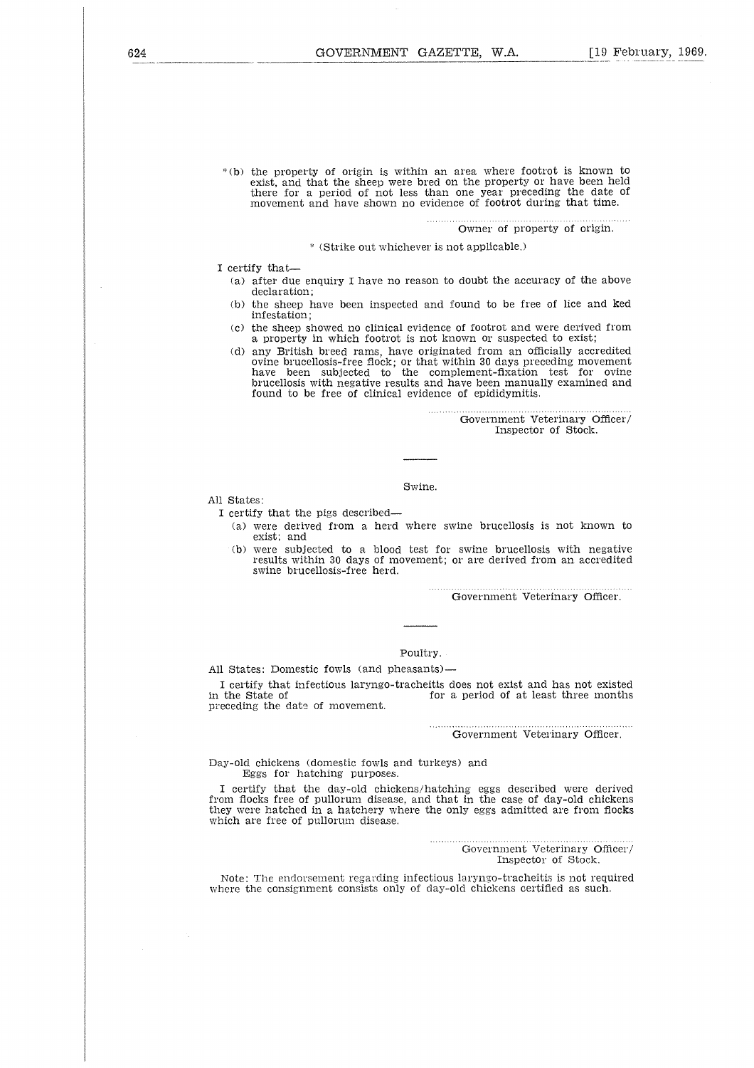*(b) the property of origin is within an area where footrot is known to exist, and that the sheep were bred on the property or have been held there for a period of not less than one year preceding the date of movement and have shown no evidence of footrot during that time.

.......................................................................
Owner of property of origin.

* (Strike out whichever is not applicable.)

I certify that—

(a) after due enquiry I have no reason to doubt the accuracy of the above declaration;

(b) the sheep have been inspected and found to be free of lice and ked infestation;

(c) the sheep showed no clinical evidence of footrot and were derived from a property in which footrot is not known or suspected to exist;

(d) any British breed rams, have originated from an officially accredited ovine brucellosis-free flock; or that within 30 days preceding movement have been subjected to the complement-fixation test for ovine brucellosis with negative results and have been manually examined and found to be free of clinical evidence of epididymitis.

.......................................................................
Government Veterinary Officer/
Inspector of Stock.

---

### Swine.

All States:

I certify that the pigs described—

(a) were derived from a herd where swine brucellosis is not known to exist; and

(b) were subjected to a blood test for swine brucellosis with negative results within 30 days of movement; or are derived from an accredited swine brucellosis-free herd.

.......................................................................
Government Veterinary Officer.

---

### Poultry.

All States: Domestic fowls (and pheasants)—

I certify that infectious laryngo-tracheitis does not exist and has not existed in the State of                              for a period of at least three months preceding the date of movement.

.......................................................................
Government Veterinary Officer.

Day-old chickens (domestic fowls and turkeys) and
Eggs for hatching purposes.

I certify that the day-old chickens/hatching eggs described were derived from flocks free of pullorum disease, and that in the case of day-old chickens they were hatched in a hatchery where the only eggs admitted are from flocks which are free of pullorum disease.

.......................................................................
Government Veterinary Officer/
Inspector of Stock.

Note: The endorsement regarding infectious laryngo-tracheitis is not required where the consignment consists only of day-old chickens certified as such.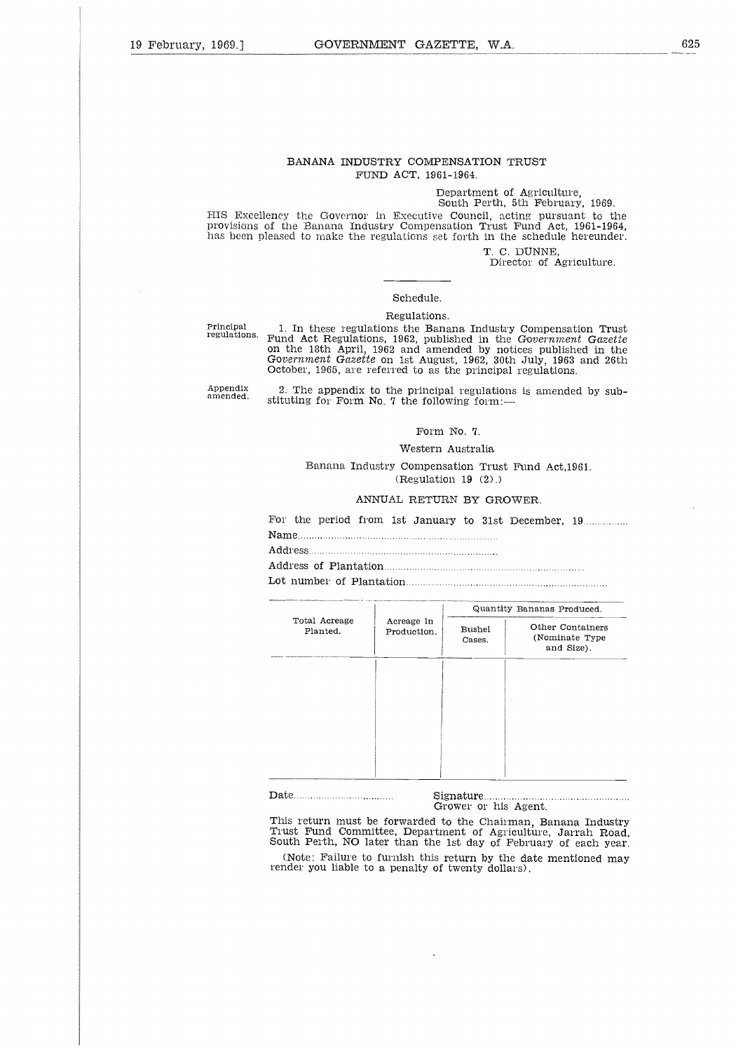## BANANA INDUSTRY COMPENSATION TRUST FUND ACT, 1961-1964.

Department of Agriculture,
South Perth, 5th February, 1969.

HIS Excellency the Governor in Executive Council, acting pursuant to the provisions of the Banana Industry Compensation Trust Fund Act, 1961-1964, has been pleased to make the regulations set forth in the schedule hereunder.

T. C. DUNNE,
Director of Agriculture.

---

### Schedule.

### Regulations.

Principal regulations.

1. In these regulations the Banana Industry Compensation Trust Fund Act Regulations, 1962, published in the *Government Gazette* on the 18th April, 1962 and amended by notices published in the *Government Gazette* on 1st August, 1962, 30th July, 1963 and 26th October, 1965, are referred to as the principal regulations.

Appendix amended.

2. The appendix to the principal regulations is amended by substituting for Form No. 7 the following form:—

Form No. 7.

Western Australia

Banana Industry Compensation Trust Fund Act,1961.
(Regulation 19 (2).)

ANNUAL RETURN BY GROWER.

For the period from 1st January to 31st December, 19...............

Name.......................................................................

Address....................................................................

Address of Plantation.......................................................................

Lot number of Plantation.......................................................................

| Total Acreage Planted. | Acreage in Production. | Quantity Bananas Produced. | |
|---|---|---|---|
| | | Bushel Cases. | Other Containers (Nominate Type and Size). |
| | | | |

Date.................................. Signature......................................................
Grower or his Agent.

This return must be forwarded to the Chairman, Banana Industry Trust Fund Committee, Department of Agriculture, Jarrah Road, South Perth, NO later than the 1st day of February of each year.

(Note: Failure to furnish this return by the date mentioned may render you liable to a penalty of twenty dollars).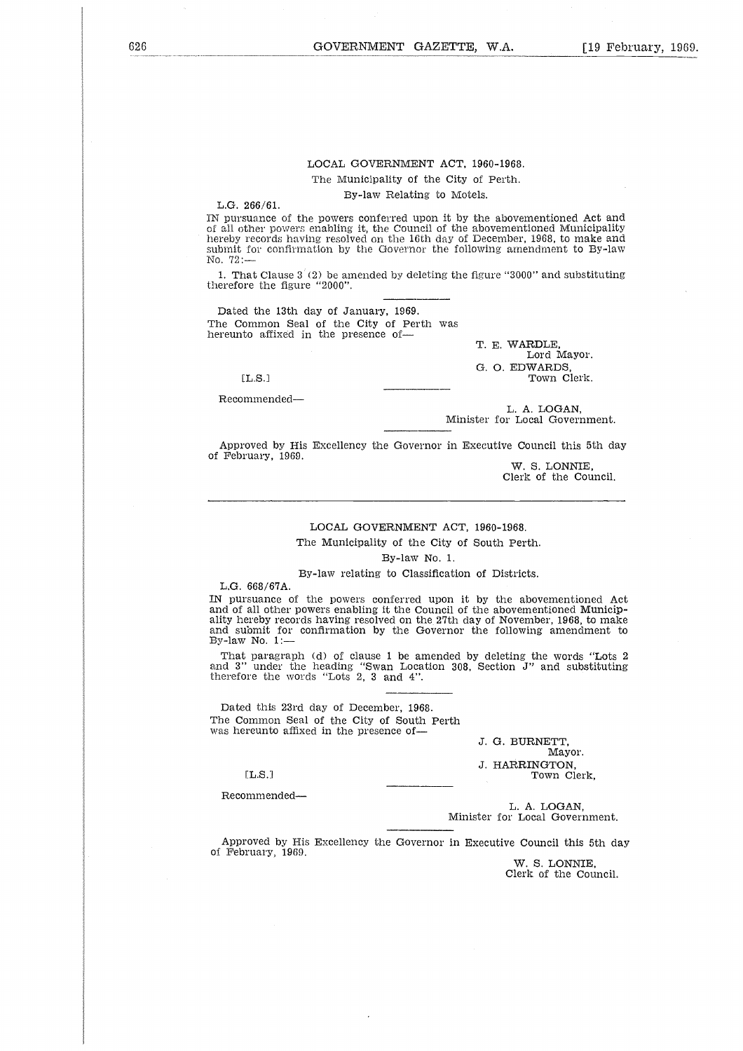LOCAL GOVERNMENT ACT, 1960-1968.

The Municipality of the City of Perth.

By-law Relating to Motels.

L.G. 266/61.

IN pursuance of the powers conferred upon it by the abovementioned Act and of all other powers enabling it, the Council of the abovementioned Municipality hereby records having resolved on the 16th day of December, 1968, to make and submit for confirmation by the Governor the following amendment to By-law No. 72:—

1. That Clause 3 (2) be amended by deleting the figure "3000" and substituting therefore the figure "2000".

---

Dated the 13th day of January, 1969.

The Common Seal of the City of Perth was hereunto affixed in the presence of—

[L.S.]

T. E. WARDLE,
Lord Mayor.

G. O. EDWARDS,
Town Clerk.

---

Recommended—

L. A. LOGAN,
Minister for Local Government.

---

Approved by His Excellency the Governor in Executive Council this 5th day of February, 1969.

W. S. LONNIE,
Clerk of the Council.

---

LOCAL GOVERNMENT ACT, 1960-1968.

The Municipality of the City of South Perth.

By-law No. 1.

By-law relating to Classification of Districts.

L.G. 668/67A.

IN pursuance of the powers conferred upon it by the abovementioned Act and of all other powers enabling it the Council of the abovementioned Municipality hereby records having resolved on the 27th day of November, 1968, to make and submit for confirmation by the Governor the following amendment to By-law No. 1:—

That paragraph (d) of clause 1 be amended by deleting the words "Lots 2 and 3" under the heading "Swan Location 308, Section J" and substituting therefore the words "Lots 2, 3 and 4".

---

Dated this 23rd day of December, 1968.

The Common Seal of the City of South Perth was hereunto affixed in the presence of—

[L.S.]

J. G. BURNETT,
Mayor.

J. HARRINGTON,
Town Clerk,

---

Recommended—

L. A. LOGAN,
Minister for Local Government.

---

Approved by His Excellency the Governor in Executive Council this 5th day of February, 1969.

W. S. LONNIE,
Clerk of the Council.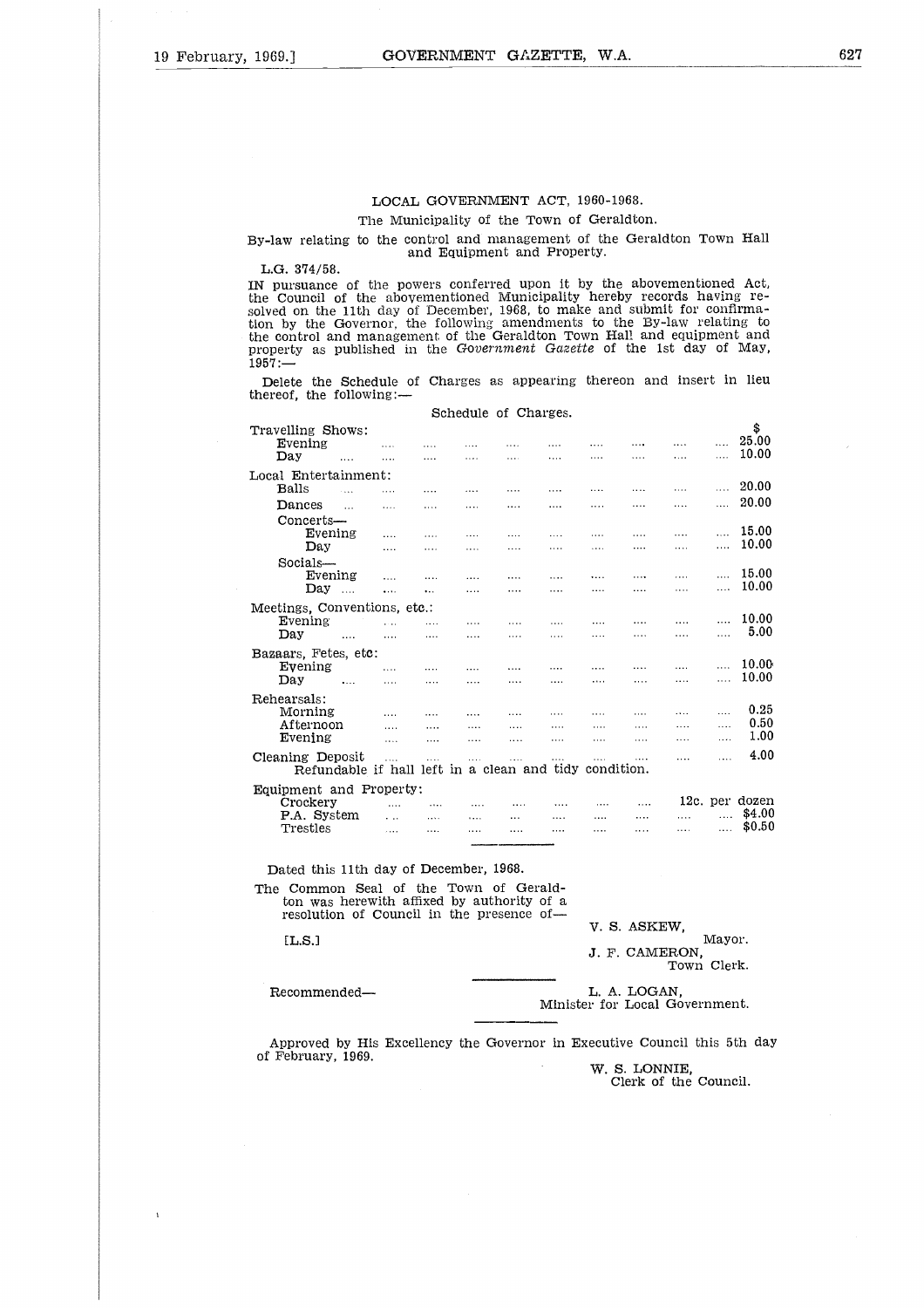LOCAL GOVERNMENT ACT, 1960-1968.

The Municipality of the Town of Geraldton.

By-law relating to the control and management of the Geraldton Town Hall and Equipment and Property.

L.G. 374/58.

IN pursuance of the powers conferred upon it by the abovementioned Act, the Council of the abovementioned Municipality hereby records having resolved on the 11th day of December, 1968, to make and submit for confirmation by the Governor, the following amendments to the By-law relating to the control and management of the Geraldton Town Hall and equipment and property as published in the *Government Gazette* of the 1st day of May, 1957:—

Delete the Schedule of Charges as appearing thereon and insert in lieu thereof, the following:—

Schedule of Charges.

| | $ |
|---|---|
| Travelling Shows: | |
| Evening | 25.00 |
| Day | 10.00 |
| Local Entertainment: | |
| Balls | 20.00 |
| Dances | 20.00 |
| Concerts— | |
| Evening | 15.00 |
| Day | 10.00 |
| Socials— | |
| Evening | 15.00 |
| Day | 10.00 |
| Meetings, Conventions, etc.: | |
| Evening | 10.00 |
| Day | 5.00 |
| Bazaars, Fetes, etc: | |
| Evening | 10.00 |
| Day | 10.00 |
| Rehearsals: | |
| Morning | 0.25 |
| Afternoon | 0.50 |
| Evening | 1.00 |
| Cleaning Deposit | 4.00 |
| Refundable if hall left in a clean and tidy condition. | |
| Equipment and Property: | |
| Crockery | 12c. per dozen |
| P.A. System | $4.00 |
| Trestles | $0.50 |

Dated this 11th day of December, 1968.

The Common Seal of the Town of Geraldton was herewith affixed by authority of a resolution of Council in the presence of—

[L.S.]

V. S. ASKEW,
Mayor.

J. F. CAMERON,
Town Clerk.

Recommended—

L. A. LOGAN,
Minister for Local Government.

Approved by His Excellency the Governor in Executive Council this 5th day of February, 1969.

W. S. LONNIE,
Clerk of the Council.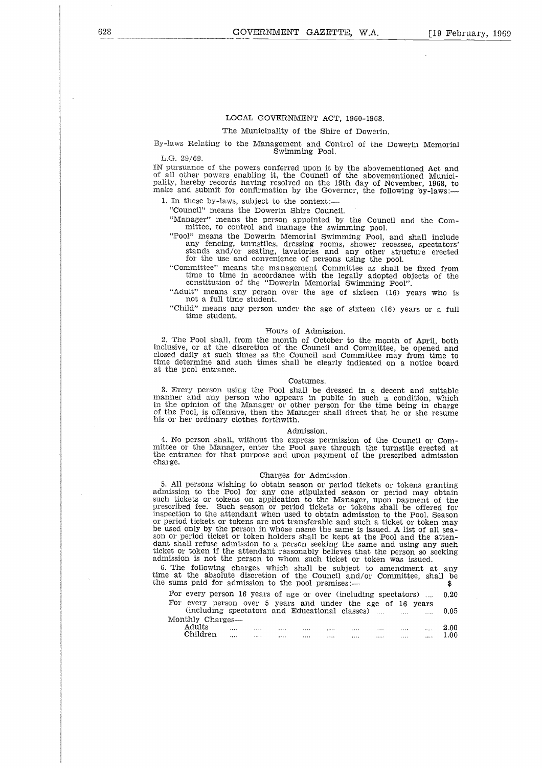## LOCAL GOVERNMENT ACT, 1960-1968.

The Municipality of the Shire of Dowerin.

By-laws Relating to the Management and Control of the Dowerin Memorial Swimming Pool.

L.G. 29/69.

IN pursuance of the powers conferred upon it by the abovementioned Act and of all other powers enabling it, the Council of the abovementioned Municipality, hereby records having resolved on the 19th day of November, 1968, to make and submit for confirmation by the Governor, the following by-laws:—

1. In these by-laws, subject to the context:—

"Council" means the Dowerin Shire Council.

"Manager" means the person appointed by the Council and the Committee, to control and manage the swimming pool.

"Pool" means the Dowerin Memorial Swimming Pool, and shall include any fencing, turnstiles, dressing rooms, shower recesses, spectators' stands and/or seating, lavatories and any other structure erected for the use and convenience of persons using the pool.

"Committee" means the management Committee as shall be fixed from time to time in accordance with the legally adopted objects of the constitution of the "Dowerin Memorial Swimming Pool".

"Adult" means any person over the age of sixteen (16) years who is not a full time student.

"Child" means any person under the age of sixteen (16) years or a full time student.

### Hours of Admission.

2. The Pool shall, from the month of October to the month of April, both inclusive, or at the discretion of the Council and Committee, be opened and closed daily at such times as the Council and Committee may from time to time determine and such times shall be clearly indicated on a notice board at the pool entrance.

### Costumes.

3. Every person using the Pool shall be dressed in a decent and suitable manner and any person who appears in public in such a condition, which in the opinion of the Manager or other person for the time being in charge of the Pool, is offensive, then the Manager shall direct that he or she resume his or her ordinary clothes forthwith.

### Admission.

4. No person shall, without the express permission of the Council or Committee or the Manager, enter the Pool save through the turnstile erected at the entrance for that purpose and upon payment of the prescribed admission charge.

### Charges for Admission.

5. All persons wishing to obtain season or period tickets or tokens granting admission to the Pool for any one stipulated season or period may obtain such tickets or tokens on application to the Manager, upon payment of the prescribed fee. Such season or period tickets or tokens shall be offered for inspection to the attendant when used to obtain admission to the Pool. Season or period tickets or tokens are not transferable and such a ticket or token may be used only by the person in whose name the same is issued. A list of all season or period ticket or token holders shall be kept at the Pool and the attendant shall refuse admission to a person seeking the same and using any such ticket or token if the attendant reasonably believes that the person so seeking admission is not the person to whom such ticket or token was issued.

6. The following charges which shall be subject to amendment at any time at the absolute discretion of the Council and/or Committee, shall be the sums paid for admission to the pool premises:—

| | $ |
|---|---|
| For every person 16 years of age or over (including spectators) | 0.20 |
| For every person over 5 years and under the age of 16 years (including spectators and Educational classes) | 0.05 |
| Monthly Charges— | |
| Adults | 2.00 |
| Children | 1.00 |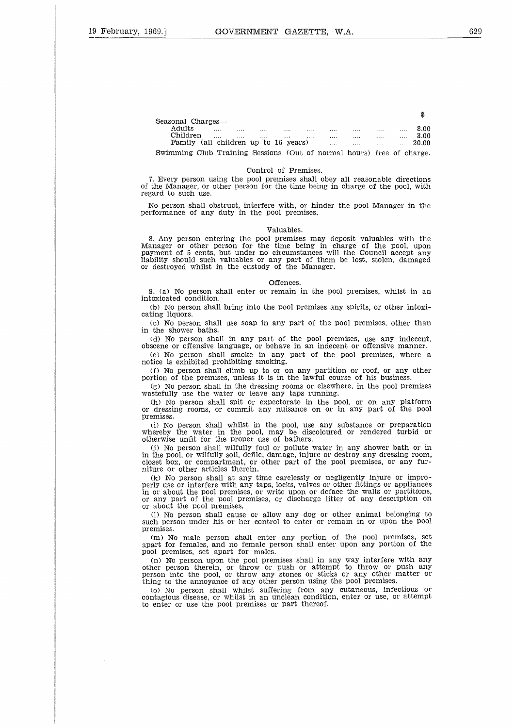| | $ |
|---|---|
| Seasonal Charges— | |
| Adults | 8.00 |
| Children | 3.00 |
| Family (all children up to 16 years) | 20.00 |

Swimming Club Training Sessions (Out of normal hours) free of charge.

### Control of Premises.

7. Every person using the pool premises shall obey all reasonable directions of the Manager, or other person for the time being in charge of the pool, with regard to such use.

No person shall obstruct, interfere with, or hinder the pool Manager in the performance of any duty in the pool premises.

### Valuables.

8. Any person entering the pool premises may deposit valuables with the Manager or other person for the time being in charge of the pool, upon payment of 5 cents, but under no circumstances will the Council accept any liability should such valuables or any part of them be lost, stolen, damaged or destroyed whilst in the custody of the Manager.

### Offences.

9. (a) No person shall enter or remain in the pool premises, whilst in an intoxicated condition.

(b) No person shall bring into the pool premises any spirits, or other intoxicating liquors.

(c) No person shall use soap in any part of the pool premises, other than in the shower baths.

(d) No person shall in any part of the pool premises, use any indecent, obscene or offensive language, or behave in an indecent or offensive manner.

(e) No person shall smoke in any part of the pool premises, where a notice is exhibited prohibiting smoking.

(f) No person shall climb up to or on any partition or roof, or any other portion of the premises, unless it is in the lawful course of his business.

(g) No person shall in the dressing rooms or elsewhere, in the pool premises wastefully use the water or leave any taps running.

(h) No person shall spit or expectorate in the pool, or on any platform or dressing rooms, or commit any nuisance on or in any part of the pool premises.

(i) No person shall whilst in the pool, use any substance or preparation whereby the water in the pool, may be discoloured or rendered turbid or otherwise unfit for the proper use of bathers.

(j) No person shall wilfully foul or pollute water in any shower bath or in in the pool, or wilfully soil, defile, damage, injure or destroy any dressing room, closet box, or compartment, or other part of the pool premises, or any furniture or other articles therein.

(k) No person shall at any time carelessly or negligently injure or improperly use or interfere with any taps, locks, valves or other fittings or appliances in or about the pool premises, or write upon or deface the walls or partitions, or any part of the pool premises, or discharge litter of any description on or about the pool premises.

(l) No person shall cause or allow any dog or other animal belonging to such person under his or her control to enter or remain in or upon the pool premises.

(m) No male person shall enter any portion of the pool premises, set apart for females, and no female person shall enter upon any portion of the pool premises, set apart for males.

(n) No person upon the pool premises shall in any way interfere with any other person therein, or throw or push or attempt to throw or push any person into the pool, or throw any stones or sticks or any other matter or thing to the annoyance of any other person using the pool premises.

(o) No person shall whilst suffering from any cutaneous, infectious or contagious disease, or whilst in an unclean condition, enter or use, or attempt to enter or use the pool premises or part thereof.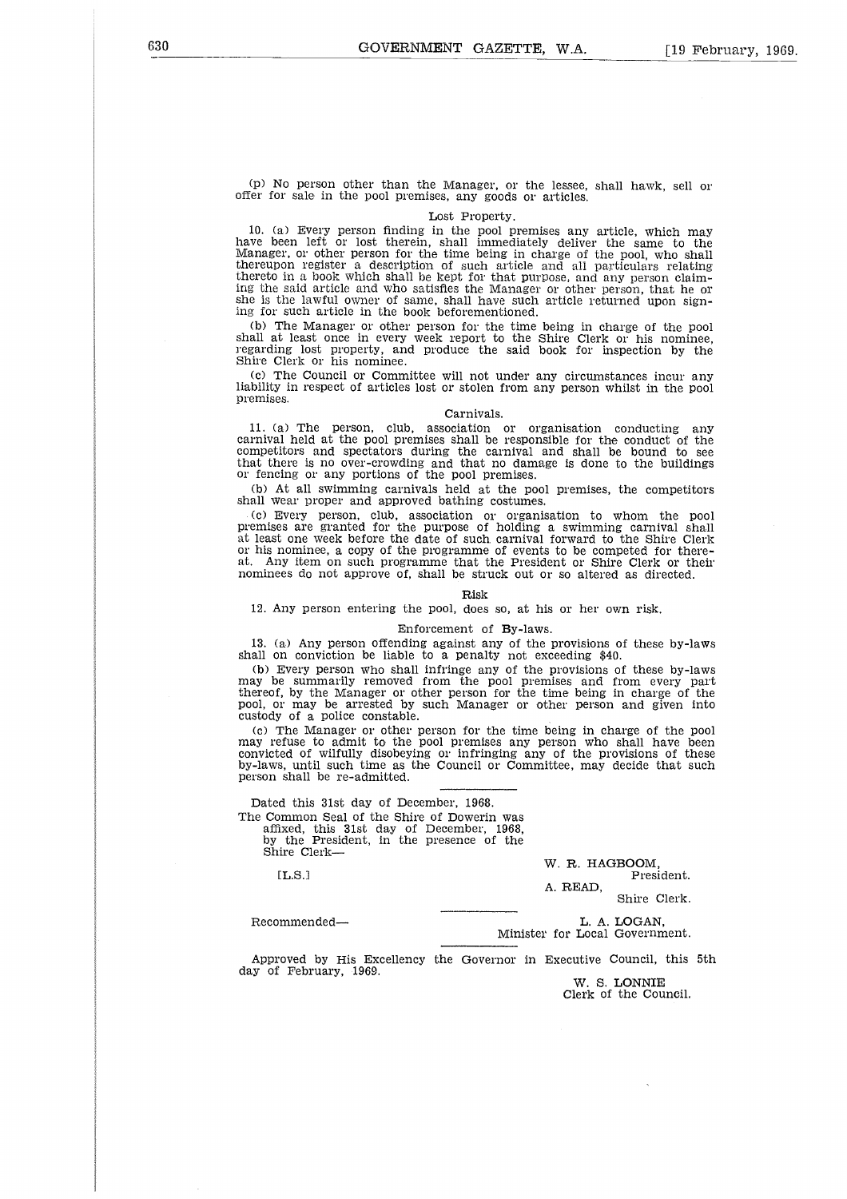(p) No person other than the Manager, or the lessee, shall hawk, sell or offer for sale in the pool premises, any goods or articles.

### Lost Property.

10. (a) Every person finding in the pool premises any article, which may have been left or lost therein, shall immediately deliver the same to the Manager, or other person for the time being in charge of the pool, who shall thereupon register a description of such article and all particulars relating thereto in a book which shall be kept for that purpose, and any person claiming the said article and who satisfies the Manager or other person, that he or she is the lawful owner of same, shall have such article returned upon signing for such article in the book beforementioned.

(b) The Manager or other person for the time being in charge of the pool shall at least once in every week report to the Shire Clerk or his nominee, regarding lost property, and produce the said book for inspection by the Shire Clerk or his nominee.

(c) The Council or Committee will not under any circumstances incur any liability in respect of articles lost or stolen from any person whilst in the pool premises.

### Carnivals.

11. (a) The person, club, association or organisation conducting any carnival held at the pool premises shall be responsible for the conduct of the competitors and spectators during the carnival and shall be bound to see that there is no over-crowding and that no damage is done to the buildings or fencing or any portions of the pool premises.

(b) At all swimming carnivals held at the pool premises, the competitors shall wear proper and approved bathing costumes.

(c) Every person, club, association or organisation to whom the pool premises are granted for the purpose of holding a swimming carnival shall at least one week before the date of such carnival forward to the Shire Clerk or his nominee, a copy of the programme of events to be competed for thereat. Any item on such programme that the President or Shire Clerk or their nominees do not approve of, shall be struck out or so altered as directed.

### Risk

12. Any person entering the pool, does so, at his or her own risk.

### Enforcement of By-laws.

13. (a) Any person offending against any of the provisions of these by-laws shall on conviction be liable to a penalty not exceeding $40.

(b) Every person who shall infringe any of the provisions of these by-laws may be summarily removed from the pool premises and from every part thereof, by the Manager or other person for the time being in charge of the pool, or may be arrested by such Manager or other person and given into custody of a police constable.

(c) The Manager or other person for the time being in charge of the pool may refuse to admit to the pool premises any person who shall have been convicted of wilfully disobeying or infringing any of the provisions of these by-laws, until such time as the Council or Committee, may decide that such person shall be re-admitted.

---

Dated this 31st day of December, 1968.

The Common Seal of the Shire of Dowerin was affixed, this 31st day of December, 1968, by the President, in the presence of the Shire Clerk—

[L.S.]

W. R. HAGBOOM,
President.

A. READ,
Shire Clerk.

---

Recommended—

L. A. LOGAN,
Minister for Local Government.

---

Approved by His Excellency the Governor in Executive Council, this 5th day of February, 1969.

W. S. LONNIE
Clerk of the Council.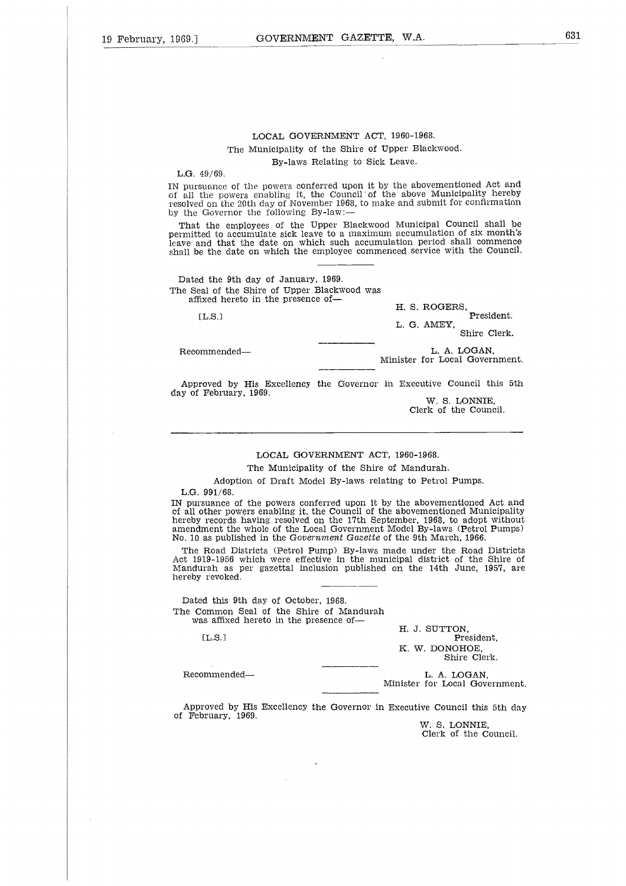## LOCAL GOVERNMENT ACT, 1960-1968.

The Municipality of the Shire of Upper Blackwood.

By-laws Relating to Sick Leave.

L.G. 49/69.

IN pursuance of the powers conferred upon it by the abovementioned Act and of all the powers enabling it, the Council of the above Municipality hereby resolved on the 20th day of November 1968, to make and submit for confirmation by the Governor the following By-law:—

That the employees of the Upper Blackwood Municipal Council shall be permitted to accumulate sick leave to a maximum accumulation of six month's leave and that the date on which such accumulation period shall commence shall be the date on which the employee commenced service with the Council.

---

Dated the 9th day of January, 1969.

The Seal of the Shire of Upper Blackwood was affixed hereto in the presence of—

[L.S.]

H. S. ROGERS,
President.

L. G. AMEY,
Shire Clerk.

---

Recommended—

L. A. LOGAN,
Minister for Local Government.

---

Approved by His Excellency the Governor in Executive Council this 5th day of February, 1969.

W. S. LONNIE,
Clerk of the Council.

---

## LOCAL GOVERNMENT ACT, 1960-1968.

The Municipality of the Shire of Mandurah.

Adoption of Draft Model By-laws relating to Petrol Pumps.

L.G. 991/68.

IN pursuance of the powers conferred upon it by the abovementioned Act and of all other powers enabling it, the Council of the abovementioned Municipality hereby records having resolved on the 17th September, 1968, to adopt without amendment the whole of the Local Government Model By-laws (Petrol Pumps) No. 10 as published in the *Government Gazette* of the 9th March, 1966.

The Road Districts (Petrol Pump) By-laws made under the Road Districts Act 1919-1956 which were effective in the municipal district of the Shire of Mandurah as per gazettal inclusion published on the 14th June, 1957, are hereby revoked.

---

Dated this 9th day of October, 1968.

The Common Seal of the Shire of Mandurah was affixed hereto in the presence of—

[L.S.]

H. J. SUTTON,
President,

K. W. DONOHOE,
Shire Clerk.

---

Recommended—

L. A. LOGAN,
Minister for Local Government.

---

Approved by His Excellency the Governor in Executive Council this 5th day of February, 1969.

W. S. LONNIE,
Clerk of the Council.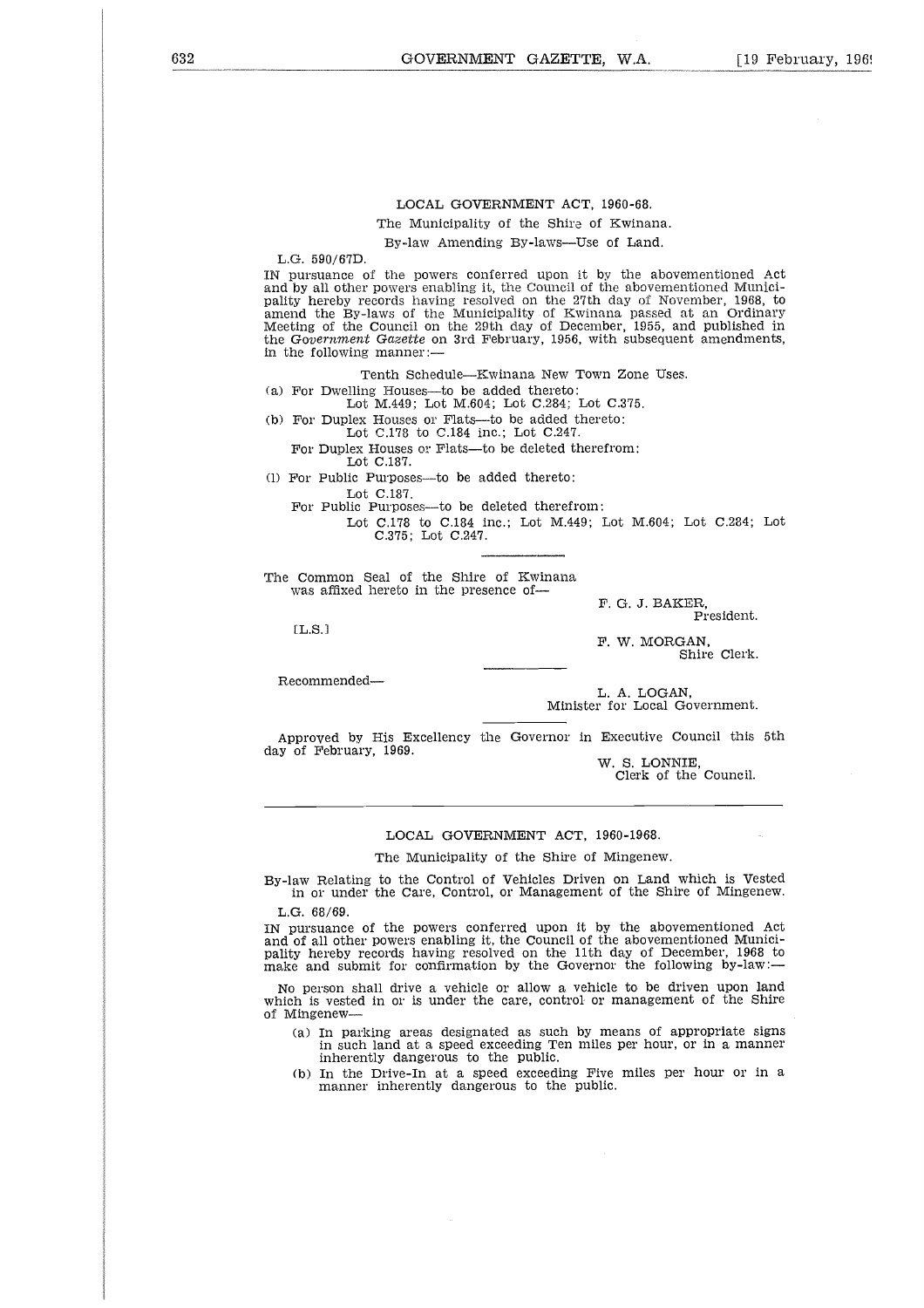LOCAL GOVERNMENT ACT, 1960-68.

The Municipality of the Shire of Kwinana.

By-law Amending By-laws—Use of Land.

L.G. 590/67D.

IN pursuance of the powers conferred upon it by the abovementioned Act and by all other powers enabling it, the Council of the abovementioned Municipality hereby records having resolved on the 27th day of November, 1968, to amend the By-laws of the Municipality of Kwinana passed at an Ordinary Meeting of the Council on the 29th day of December, 1955, and published in the *Government Gazette* on 3rd February, 1956, with subsequent amendments, in the following manner:—

Tenth Schedule—Kwinana New Town Zone Uses.

(a) For Dwelling Houses—to be added thereto:
Lot M.449; Lot M.604; Lot C.284; Lot C.375.

(b) For Duplex Houses or Flats—to be added thereto:
Lot C.178 to C.184 inc.; Lot C.247.

For Duplex Houses or Flats—to be deleted therefrom:
Lot C.187.

(l) For Public Purposes—to be added thereto:
Lot C.187.

For Public Purposes—to be deleted therefrom:
Lot C.178 to C.184 inc.; Lot M.449; Lot M.604; Lot C.284; Lot C.375; Lot C.247.

---

The Common Seal of the Shire of Kwinana was affixed hereto in the presence of—

[L.S.]

F. G. J. BAKER,
President.

F. W. MORGAN,
Shire Clerk.

---

Recommended—

L. A. LOGAN,
Minister for Local Government.

---

Approved by His Excellency the Governor in Executive Council this 5th day of February, 1969.

W. S. LONNIE,
Clerk of the Council.

---

LOCAL GOVERNMENT ACT, 1960-1968.

The Municipality of the Shire of Mingenew.

By-law Relating to the Control of Vehicles Driven on Land which is Vested in or under the Care, Control, or Management of the Shire of Mingenew.

L.G. 68/69.

IN pursuance of the powers conferred upon it by the abovementioned Act and of all other powers enabling it, the Council of the abovementioned Municipality hereby records having resolved on the 11th day of December, 1968 to make and submit for confirmation by the Governor the following by-law:—

No person shall drive a vehicle or allow a vehicle to be driven upon land which is vested in or is under the care, control or management of the Shire of Mingenew—

(a) In parking areas designated as such by means of appropriate signs in such land at a speed exceeding Ten miles per hour, or in a manner inherently dangerous to the public.

(b) In the Drive-In at a speed exceeding Five miles per hour or in a manner inherently dangerous to the public.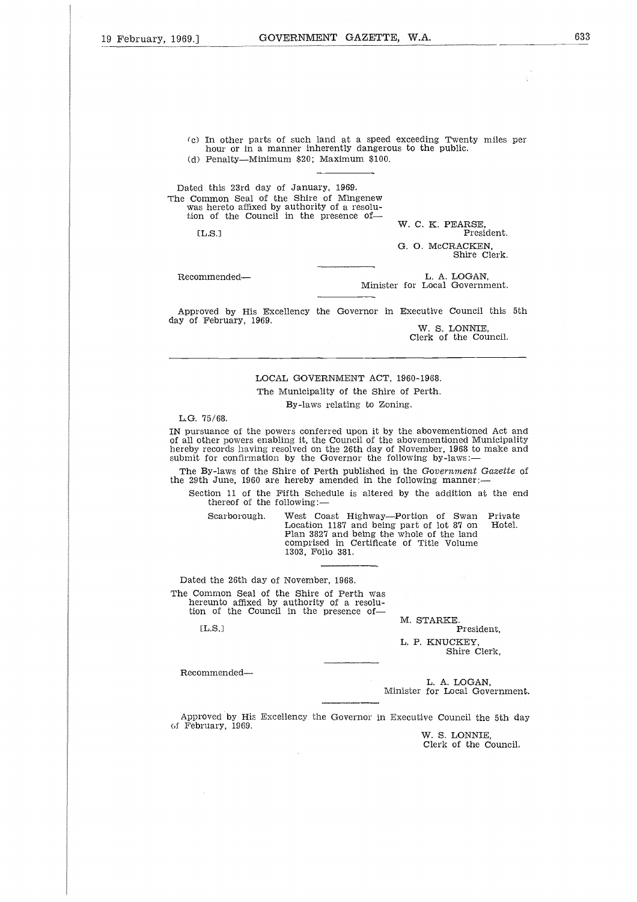(c) In other parts of such land at a speed exceeding Twenty miles per hour or in a manner inherently dangerous to the public.

(d) Penalty—Minimum $20; Maximum $100.

---

Dated this 23rd day of January, 1969.

The Common Seal of the Shire of Mingenew was hereto affixed by authority of a resolution of the Council in the presence of—

[L.S.]

W. C. K. PEARSE,
President.

G. O. McCRACKEN,
Shire Clerk.

---

Recommended—

L. A. LOGAN,
Minister for Local Government.

---

Approved by His Excellency the Governor in Executive Council this 5th day of February, 1969.

W. S. LONNIE,
Clerk of the Council.

---

## LOCAL GOVERNMENT ACT, 1960-1968.

### The Municipality of the Shire of Perth.

### By-laws relating to Zoning.

L.G. 75/68.

IN pursuance of the powers conferred upon it by the abovementioned Act and of all other powers enabling it, the Council of the abovementioned Municipality hereby records having resolved on the 26th day of November, 1968 to make and submit for confirmation by the Governor the following by-laws:—

The By-laws of the Shire of Perth published in the *Government Gazette* of the 29th June, 1960 are hereby amended in the following manner:—

Section 11 of the Fifth Schedule is altered by the addition at the end thereof of the following:—

| | | |
|---|---|---|
| Scarborough. | West Coast Highway—Portion of Swan Location 1187 and being part of lot 87 on Plan 3827 and being the whole of the land comprised in Certificate of Title Volume 1303, Folio 381. | Private Hotel. |

---

Dated the 26th day of November, 1968.

The Common Seal of the Shire of Perth was hereunto affixed by authority of a resolution of the Council in the presence of—

[L.S.]

M. STARKE.
President,

L. P. KNUCKEY,
Shire Clerk,

---

Recommended—

L. A. LOGAN,
Minister for Local Government.

---

Approved by His Excellency the Governor in Executive Council the 5th day of February, 1969.

W. S. LONNIE,
Clerk of the Council.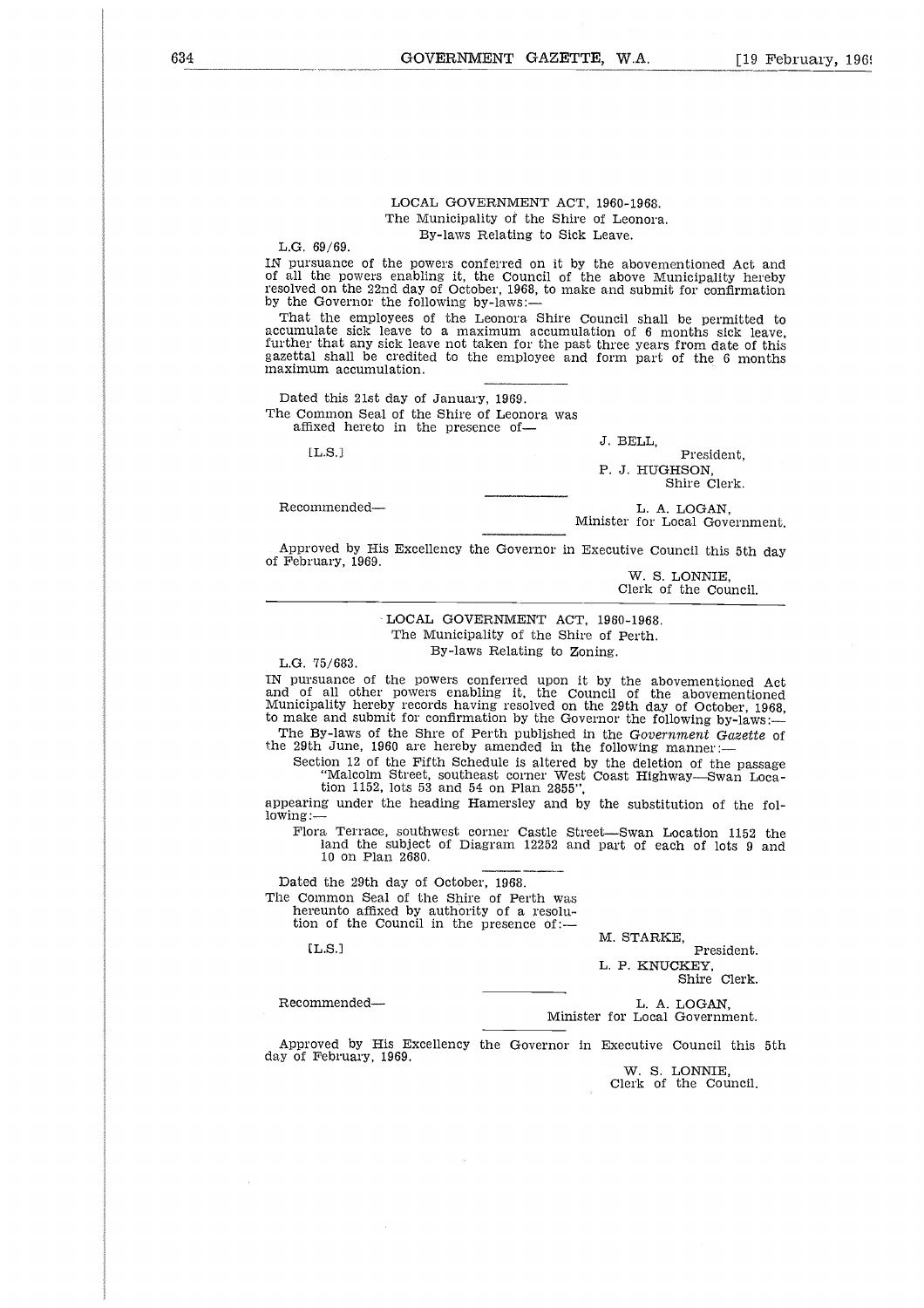LOCAL GOVERNMENT ACT, 1960-1968.

The Municipality of the Shire of Leonora.

By-laws Relating to Sick Leave.

L.G. 69/69.

IN pursuance of the powers conferred on it by the abovementioned Act and of all the powers enabling it, the Council of the above Municipality hereby resolved on the 22nd day of October, 1968, to make and submit for confirmation by the Governor the following by-laws:—

That the employees of the Leonora Shire Council shall be permitted to accumulate sick leave to a maximum accumulation of 6 months sick leave, further that any sick leave not taken for the past three years from date of this gazettal shall be credited to the employee and form part of the 6 months maximum accumulation.

---

Dated this 21st day of January, 1969.

The Common Seal of the Shire of Leonora was affixed hereto in the presence of—

[L.S.]

J. BELL,
President,

P. J. HUGHSON,
Shire Clerk.

---

Recommended—

L. A. LOGAN,
Minister for Local Government.

---

Approved by His Excellency the Governor in Executive Council this 5th day of February, 1969.

W. S. LONNIE,
Clerk of the Council.

---

LOCAL GOVERNMENT ACT, 1960-1968.

The Municipality of the Shire of Perth.

By-laws Relating to Zoning.

L.G. 75/683.

IN pursuance of the powers conferred upon it by the abovementioned Act and of all other powers enabling it, the Council of the abovementioned Municipality hereby records having resolved on the 29th day of October, 1968, to make and submit for confirmation by the Governor the following by-laws:—

The By-laws of the Shire of Perth published in the *Government Gazette* of the 29th June, 1960 are hereby amended in the following manner:—

Section 12 of the Fifth Schedule is altered by the deletion of the passage "Malcolm Street, southeast corner West Coast Highway—Swan Location 1152, lots 53 and 54 on Plan 2855",

appearing under the heading Hamersley and by the substitution of the following:—

Flora Terrace, southwest corner Castle Street—Swan Location 1152 the land the subject of Diagram 12252 and part of each of lots 9 and 10 on Plan 2680.

---

Dated the 29th day of October, 1968.

The Common Seal of the Shire of Perth was hereunto affixed by authority of a resolution of the Council in the presence of:—

[L.S.]

M. STARKE,
President.

L. P. KNUCKEY,
Shire Clerk.

---

Recommended—

L. A. LOGAN,
Minister for Local Government.

---

Approved by His Excellency the Governor in Executive Council this 5th day of February, 1969.

W. S. LONNIE,
Clerk of the Council.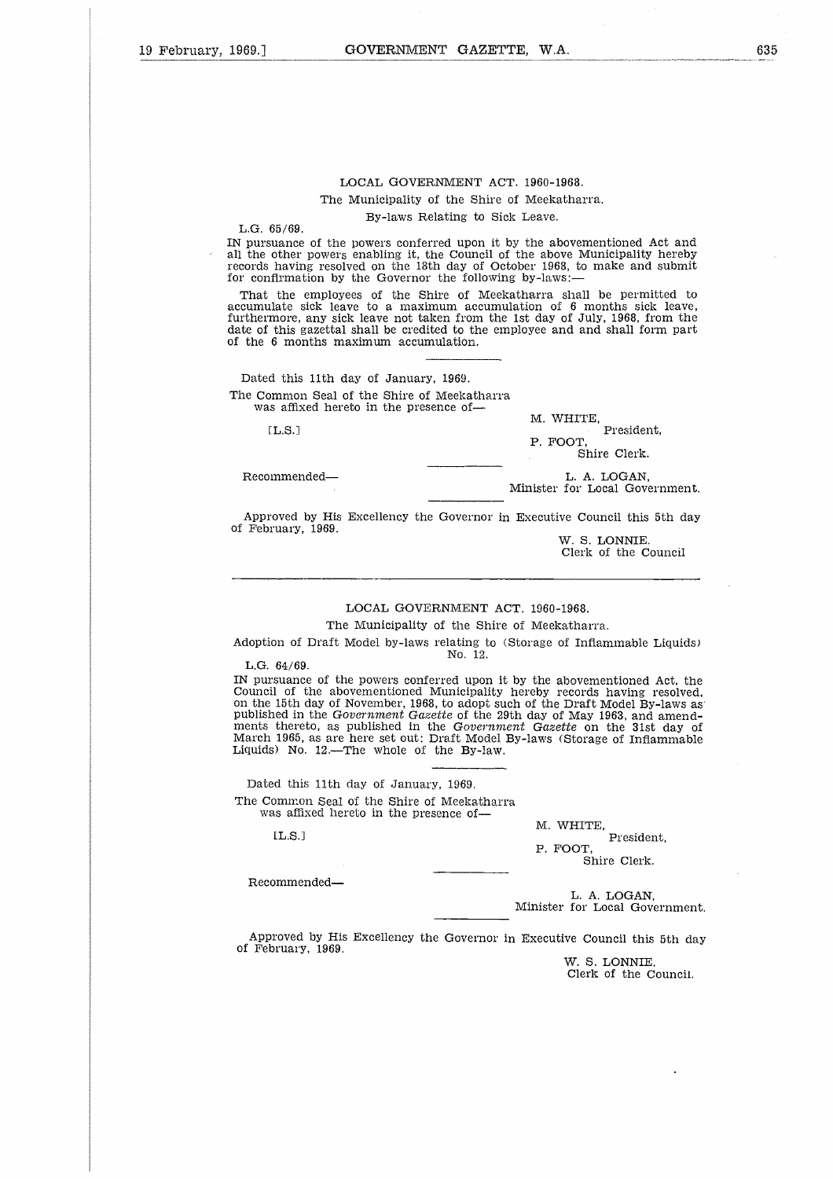LOCAL GOVERNMENT ACT. 1960-1968.

The Municipality of the Shire of Meekatharra.

By-laws Relating to Sick Leave.

L.G. 65/69.

IN pursuance of the powers conferred upon it by the abovementioned Act and all the other powers enabling it, the Council of the above Municipality hereby records having resolved on the 18th day of October 1968, to make and submit for confirmation by the Governor the following by-laws:—

That the employees of the Shire of Meekatharra shall be permitted to accumulate sick leave to a maximum accumulation of 6 months sick leave, furthermore, any sick leave not taken from the 1st day of July, 1968, from the date of this gazettal shall be credited to the employee and and shall form part of the 6 months maximum accumulation.

Dated this 11th day of January, 1969.

The Common Seal of the Shire of Meekatharra was affixed hereto in the presence of—

[L.S.]

M. WHITE,
President,
P. FOOT,
Shire Clerk.

Recommended—

L. A. LOGAN,
Minister for Local Government.

Approved by His Excellency the Governor in Executive Council this 5th day of February, 1969.

W. S. LONNIE.
Clerk of the Council

---

LOCAL GOVERNMENT ACT. 1960-1968.

The Municipality of the Shire of Meekatharra.

Adoption of Draft Model by-laws relating to (Storage of Inflammable Liquids) No. 12.

L.G. 64/69.

IN pursuance of the powers conferred upon it by the abovementioned Act, the Council of the abovementioned Municipality hereby records having resolved, on the 15th day of November, 1968, to adopt such of the Draft Model By-laws as published in the *Government Gazette* of the 29th day of May 1963, and amendments thereto, as published in the *Government Gazette* on the 31st day of March 1965, as are here set out: Draft Model By-laws (Storage of Inflammable Liquids) No. 12.—The whole of the By-law.

Dated this 11th day of January, 1969.

The Common Seal of the Shire of Meekatharra was affixed hereto in the presence of—

[L.S.]

M. WHITE,
President,
P. FOOT,
Shire Clerk.

Recommended—

L. A. LOGAN,
Minister for Local Government.

Approved by His Excellency the Governor in Executive Council this 5th day of February, 1969.

W. S. LONNIE,
Clerk of the Council.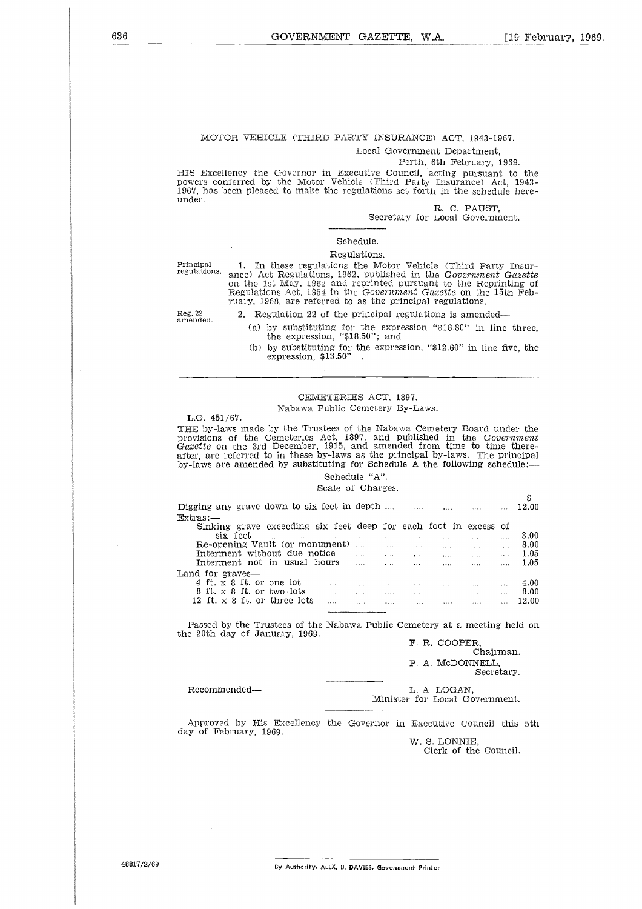## MOTOR VEHICLE (THIRD PARTY INSURANCE) ACT, 1943-1967.

Local Government Department,

Perth, 6th February, 1969.

HIS Excellency the Governor in Executive Council, acting pursuant to the powers conferred by the Motor Vehicle (Third Party Insurance) Act, 1943-1967, has been pleased to make the regulations set forth in the schedule hereunder.

R. C. PAUST,
Secretary for Local Government.

### Schedule.

### Regulations.

Principal regulations.

1. In these regulations the Motor Vehicle (Third Party Insurance) Act Regulations, 1962, published in the *Government Gazette* on the 1st May, 1962 and reprinted pursuant to the Reprinting of Regulations Act, 1954 in the *Government Gazette* on the 15th February, 1968, are referred to as the principal regulations.

Reg. 22 amended.

2. Regulation 22 of the principal regulations is amended—

(a) by substituting for the expression "$16.80" in line three, the expression, "$18.50"; and

(b) by substituting for the expression, "$12.60" in line five, the expression, $13.50" .

---

## CEMETERIES ACT, 1897.

### Nabawa Public Cemetery By-Laws.

L.G. 451/67.

THE by-laws made by the Trustees of the Nabawa Cemetery Board under the provisions of the Cemeteries Act, 1897, and published in the *Government Gazette* on the 3rd December, 1915, and amended from time to time thereafter, are referred to in these by-laws as the principal by-laws. The principal by-laws are amended by substituting for Schedule A the following schedule:—

### Schedule "A".

### Scale of Charges.

| | $ |
|---|---|
| Digging any grave down to six feet in depth | 12.00 |
| Extras:— | |
| Sinking grave exceeding six feet deep for each foot in excess of six feet | 3.00 |
| Re-opening Vault (or monument) | 8.00 |
| Interment without due notice | 1.05 |
| Interment not in usual hours | 1.05 |
| Land for graves— | |
| 4 ft. x 8 ft. or one lot | 4.00 |
| 8 ft. x 8 ft. or two lots | 8.00 |
| 12 ft. x 8 ft. or three lots | 12.00 |

Passed by the Trustees of the Nabawa Public Cemetery at a meeting held on the 20th day of January, 1969.

F. R. COOPER,
Chairman.

P. A. McDONNELL,
Secretary.

Recommended—

L. A. LOGAN,
Minister for Local Government.

Approved by His Excellency the Governor in Executive Council this 5th day of February, 1969.

W. S. LONNIE,
Clerk of the Council.

48817/2/69

By Authority: ALEX. B. DAVIES, Government Printer